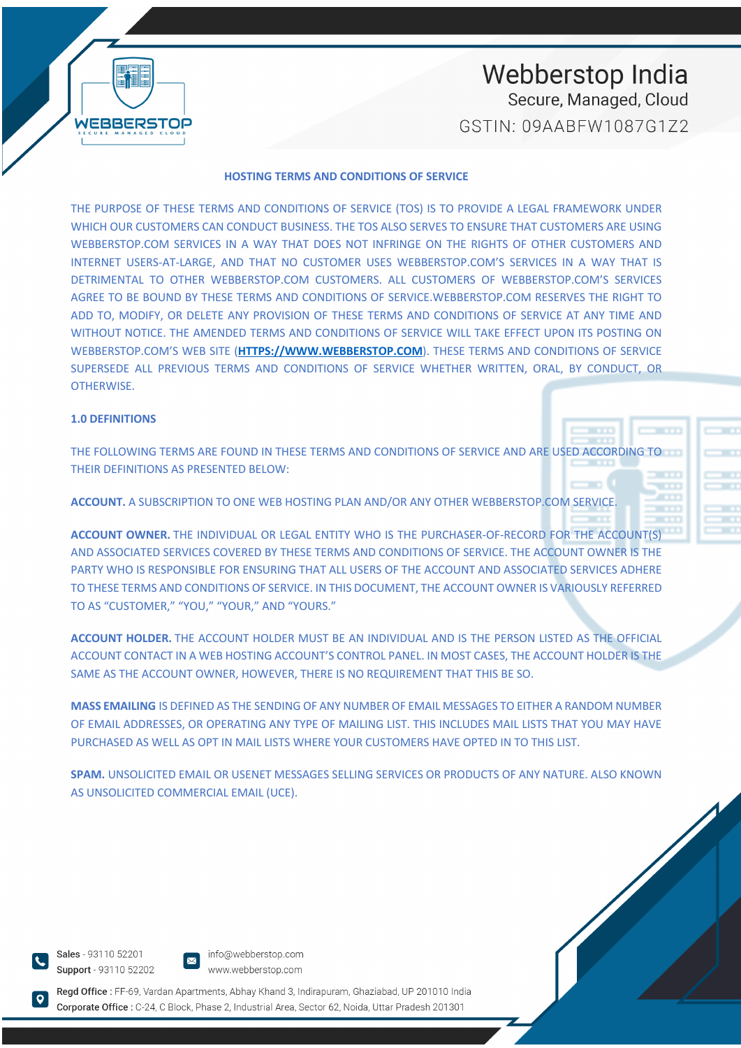# HOSTING TERMS AND CONDITIONS OF SERVICE

THE PURPOSE OF THESE TERMS AND CONDITIONS OF SERVICE (TOS) IS TO PROVIDE A LEGAL FRAMEWORK UNDER WHICH OUR CUSTOMERS CAN CONDUCT BUSINESS. THE TOS ALSO SERVES TO ENSURE THAT CUSTOMERS ARE USING WEBBERSTOP.COM SERVICES IN A WAY THAT DOES NOT INFRINGE ON THE RIGHTS OF OTHER CUSTOMERS AND INTERNET USERS-AT-LARGE, AND THAT NO CUSTOMER USES WEBBERSTOP.COM'S SERVICES IN A WAY THAT IS DETRIMENTAL TO OTHER WEBBERSTOP.COM CUSTOMERS. ALL CUSTOMERS OF WEBBERSTOP.COM'S SERVICES AGREE TO BE BOUND BY THESE TERMS AND CONDITIONS OF SERVICE.WEBBERSTOP.COM RESERVES THE RIGHT TO ADD TO, MODIFY, OR DELETE ANY PROVISION OF THESE TERMS AND CONDITIONS OF SERVICE AT ANY TIME AND WITHOUT NOTICE. THE AMENDED TERMS AND CONDITIONS OF SERVICE WILL TAKE EFFECT UPON ITS POSTING ON WEBBERSTOP.COM'S WEB SITE (**HTTPS://WWW.WEBBERSTOP.COM**). THESE TERMS AND CONDITIONS OF SERVICE SUPERSEDE ALL PREVIOUS TERMS AND CONDITIONS OF SERVICE WHETHER WRITTEN, ORAL, BY CONDUCT, OR OTHERWISE.

## 1.0 DEFINITIONS

THE FOLLOWING TERMS ARE FOUND IN THESE TERMS AND CONDITIONS OF SERVICE AND ARE USED ACCORDING TO THEIR DEFINITIONS AS PRESENTED BELOW:

**ACCOUNT.** A SUBSCRIPTION TO ONE WEB HOSTING PLAN AND/OR ANY OTHER WEBBERSTOP.COM SERVICE.

**ACCOUNT OWNER.** THE INDIVIDUAL OR LEGAL ENTITY WHO IS THE PURCHASER-OF-RECORD FOR THE ACCOUNT(S) AND ASSOCIATED SERVICES COVERED BY THESE TERMS AND CONDITIONS OF SERVICE. THE ACCOUNT OWNER IS THE PARTY WHO IS RESPONSIBLE FOR ENSURING THAT ALL USERS OF THE ACCOUNT AND ASSOCIATED SERVICES ADHERE TO THESE TERMS AND CONDITIONS OF SERVICE. IN THIS DOCUMENT, THE ACCOUNT OWNER IS VARIOUSLY REFERRED TO AS "CUSTOMER," "YOU," "YOUR," AND "YOURS."

**ACCOUNT HOLDER.** THE ACCOUNT HOLDER MUST BE AN INDIVIDUAL AND IS THE PERSON LISTED AS THE OFFICIAL ACCOUNT CONTACT IN A WEB HOSTING ACCOUNT'S CONTROL PANEL. IN MOST CASES, THE ACCOUNT HOLDER IS THE SAME AS THE ACCOUNT OWNER, HOWEVER, THERE IS NO REQUIREMENT THAT THIS BE SO.

**MASS EMAILING** IS DEFINED AS THE SENDING OF ANY NUMBER OF EMAIL MESSAGES TO EITHER A RANDOM NUMBER OF EMAIL ADDRESSES, OR OPERATING ANY TYPE OF MAILING LIST. THIS INCLUDES MAIL LISTS THAT YOU MAY HAVE PURCHASED AS WELL AS OPT IN MAIL LISTS WHERE YOUR CUSTOMERS HAVE OPTED IN TO THIS LIST.

**SPAM.** UNSOLICITED EMAIL OR USENET MESSAGES SELLING SERVICES OR PRODUCTS OF ANY NATURE. ALSO KNOWN AS UNSOLICITED COMMERCIAL EMAIL (UCE).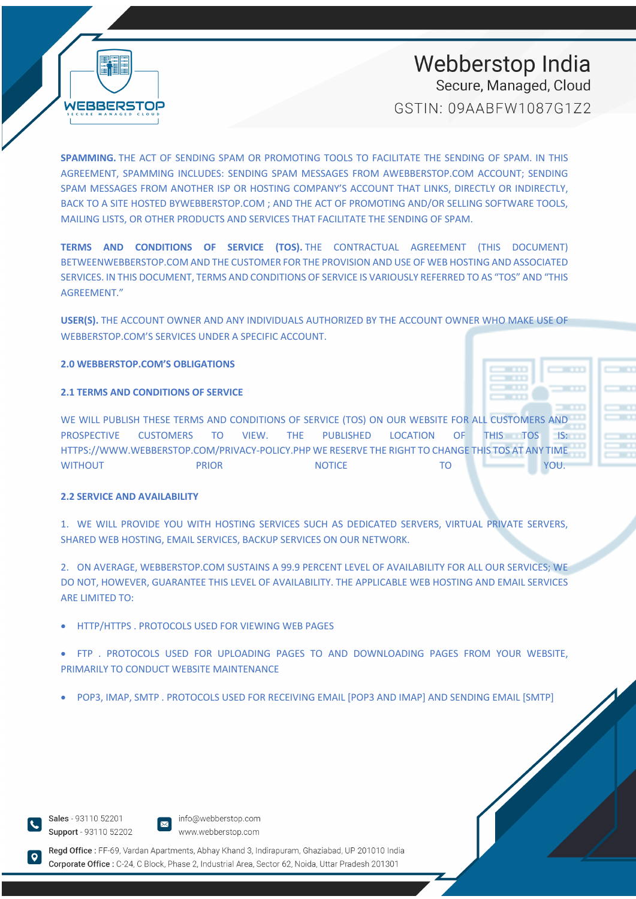**SPAMMING.** THE ACT OF SENDING SPAM OR PROMOTING TOOLS TO FACILITATE THE SENDING OF SPAM. IN THIS AGREEMENT, SPAMMING INCLUDES: SENDING SPAM MESSAGES FROM AWEBBERSTOP.COM ACCOUNT; SENDING SPAM MESSAGES FROM ANOTHER ISP OR HOSTING COMPANY'S ACCOUNT THAT LINKS, DIRECTLY OR INDIRECTLY, BACK TO A SITE HOSTED BYWEBBERSTOP.COM ; AND THE ACT OF PROMOTING AND/OR SELLING SOFTWARE TOOLS, MAILING LISTS, OR OTHER PRODUCTS AND SERVICES THAT FACILITATE THE SENDING OF SPAM.

**TERMS AND CONDITIONS OF SERVICE (TOS).** THE CONTRACTUAL AGREEMENT (THIS DOCUMENT) BETWEENWEBBERSTOP.COM AND THE CUSTOMER FOR THE PROVISION AND USE OF WEB HOSTING AND ASSOCIATED SERVICES. IN THIS DOCUMENT, TERMS AND CONDITIONS OF SERVICE IS VARIOUSLY REFERRED TO AS "TOS" AND "THIS AGREEMENT."

**USER(S).** THE ACCOUNT OWNER AND ANY INDIVIDUALS AUTHORIZED BY THE ACCOUNT OWNER WHO MAKE USE OF WEBBERSTOP.COM'S SERVICES UNDER A SPECIFIC ACCOUNT.

## 2.0 WEBBERSTOP.COM'S OBLIGATIONS

### 2.1 TERMS AND CONDITIONS OF SERVICE

WE WILL PUBLISH THESE TERMS AND CONDITIONS OF SERVICE (TOS) ON OUR WEBSITE FOR ALL CUSTOMERS AND PROSPECTIVE CUSTOMERS TO VIEW. THE PUBLISHED LOCATION OF THIS TOS IS: HTTPS://WWW.WEBBERSTOP.COM/PRIVACY-POLICY.PHP WE RESERVE THE RIGHT TO CHANGE THIS TOS AT ANY TIME WITHOUT PRIOR NOTICE TO YOU.

### 2.2 SERVICE AND AVAILABILITY

1. WE WILL PROVIDE YOU WITH HOSTING SERVICES SUCH AS DEDICATED SERVERS, VIRTUAL PRIVATE SERVERS, SHARED WEB HOSTING, EMAIL SERVICES, BACKUP SERVICES ON OUR NETWORK.

2. ON AVERAGE, WEBBERSTOP.COM SUSTAINS A 99.9 PERCENT LEVEL OF AVAILABILITY FOR ALL OUR SERVICES; WE DO NOT, HOWEVER, GUARANTEE THIS LEVEL OF AVAILABILITY. THE APPLICABLE WEB HOSTING AND EMAIL SERVICES ARE LIMITED TO:

- HTTP/HTTPS . PROTOCOLS USED FOR VIEWING WEB PAGES
- FTP . PROTOCOLS USED FOR UPLOADING PAGES TO AND DOWNLOADING PAGES FROM YOUR WEBSITE, PRIMARILY TO CONDUCT WEBSITE MAINTENANCE
- POP3, IMAP, SMTP . PROTOCOLS USED FOR RECEIVING EMAIL [POP3 AND IMAP] AND SENDING EMAIL [SMTP]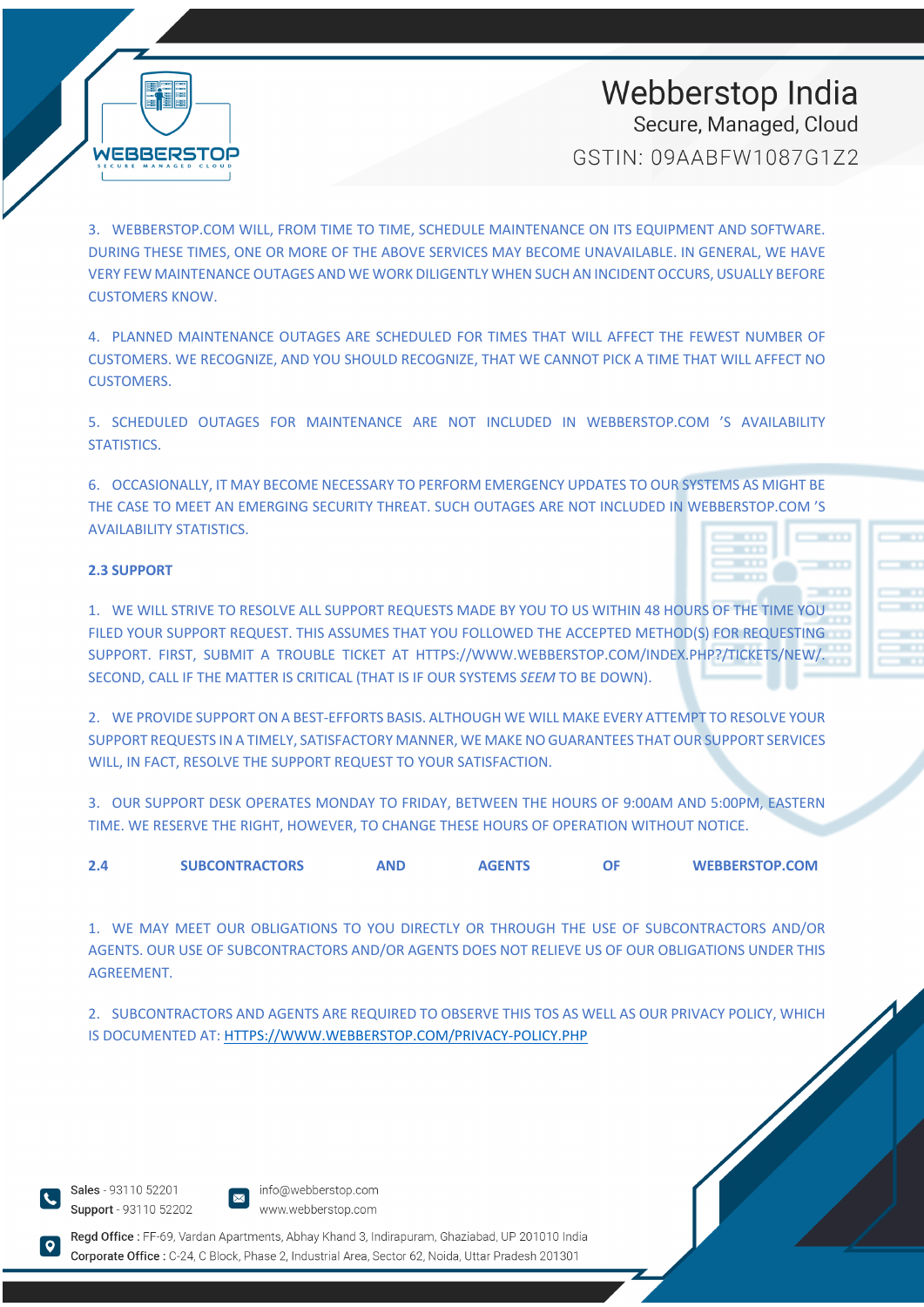3. WEBBERSTOP.COM WILL, FROM TIME TO TIME, SCHEDULE MAINTENANCE ON ITS EQUIPMENT AND SOFTWARE. DURING THESE TIMES, ONE OR MORE OF THE ABOVE SERVICES MAY BECOME UNAVAILABLE. IN GENERAL, WE HAVE VERY FEW MAINTENANCE OUTAGES AND WE WORK DILIGENTLY WHEN SUCH AN INCIDENT OCCURS, USUALLY BEFORE CUSTOMERS KNOW.

4. PLANNED MAINTENANCE OUTAGES ARE SCHEDULED FOR TIMES THAT WILL AFFECT THE FEWEST NUMBER OF CUSTOMERS. WE RECOGNIZE, AND YOU SHOULD RECOGNIZE, THAT WE CANNOT PICK A TIME THAT WILL AFFECT NO CUSTOMERS.

5. SCHEDULED OUTAGES FOR MAINTENANCE ARE NOT INCLUDED IN WEBBERSTOP.COM 'S AVAILABILITY STATISTICS.

6. OCCASIONALLY, IT MAY BECOME NECESSARY TO PERFORM EMERGENCY UPDATES TO OUR SYSTEMS AS MIGHT BE THE CASE TO MEET AN EMERGING SECURITY THREAT. SUCH OUTAGES ARE NOT INCLUDED IN WEBBERSTOP.COM 'S AVAILABILITY STATISTICS.

### 2.3 SUPPORT

1. WE WILL STRIVE TO RESOLVE ALL SUPPORT REQUESTS MADE BY YOU TO US WITHIN 48 HOURS OF THE TIME YOU FILED YOUR SUPPORT REQUEST. THIS ASSUMES THAT YOU FOLLOWED THE ACCEPTED METHOD(S) FOR REQUESTING SUPPORT. FIRST, SUBMIT A TROUBLE TICKET AT HTTPS://WWW.WEBBERSTOP.COM/INDEX.PHP?/TICKETS/NEW/. SECOND, CALL IF THE MATTER IS CRITICAL (THAT IS IF OUR SYSTEMS *SEEM* TO BE DOWN).

2. WE PROVIDE SUPPORT ON A BEST-EFFORTS BASIS. ALTHOUGH WE WILL MAKE EVERY ATTEMPT TO RESOLVE YOUR SUPPORT REQUESTS IN A TIMELY, SATISFACTORY MANNER, WE MAKE NO GUARANTEES THAT OUR SUPPORT SERVICES WILL, IN FACT, RESOLVE THE SUPPORT REQUEST TO YOUR SATISFACTION.

3. OUR SUPPORT DESK OPERATES MONDAY TO FRIDAY, BETWEEN THE HOURS OF 9:00AM AND 5:00PM, EASTERN TIME. WE RESERVE THE RIGHT, HOWEVER, TO CHANGE THESE HOURS OF OPERATION WITHOUT NOTICE.

### 2.4 SUBCONTRACTORS AND AGENTS OF WEBBERSTOP.COM

1. WE MAY MEET OUR OBLIGATIONS TO YOU DIRECTLY OR THROUGH THE USE OF SUBCONTRACTORS AND/OR AGENTS. OUR USE OF SUBCONTRACTORS AND/OR AGENTS DOES NOT RELIEVE US OF OUR OBLIGATIONS UNDER THIS AGREEMENT.

2. SUBCONTRACTORS AND AGENTS ARE REQUIRED TO OBSERVE THIS TOS AS WELL AS OUR PRIVACY POLICY, WHICH IS DOCUMENTED AT: HTTPS://WWW.WEBBERSTOP.COM/PRIVACY-POLICY.PHP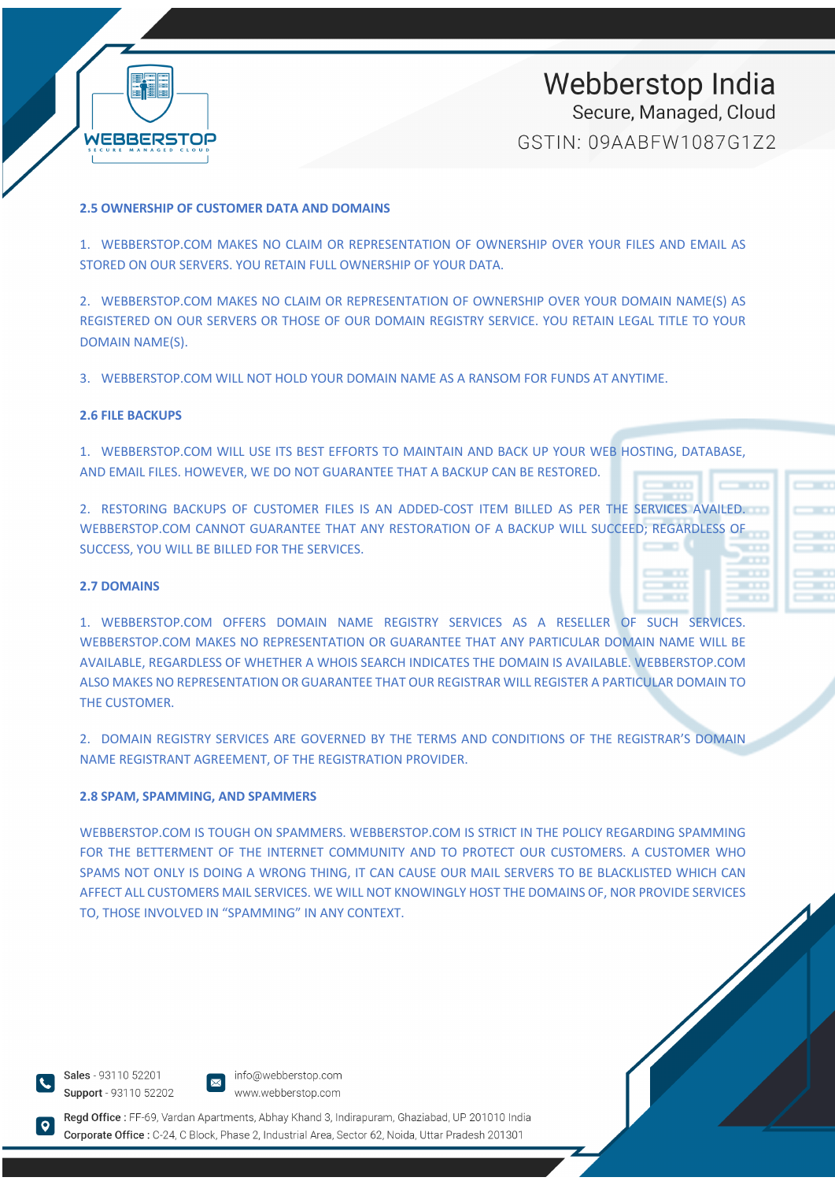### 2.5 OWNERSHIP OF CUSTOMER DATA AND DOMAINS

1. WEBBERSTOP.COM MAKES NO CLAIM OR REPRESENTATION OF OWNERSHIP OVER YOUR FILES AND EMAIL AS STORED ON OUR SERVERS. YOU RETAIN FULL OWNERSHIP OF YOUR DATA.

2. WEBBERSTOP.COM MAKES NO CLAIM OR REPRESENTATION OF OWNERSHIP OVER YOUR DOMAIN NAME(S) AS REGISTERED ON OUR SERVERS OR THOSE OF OUR DOMAIN REGISTRY SERVICE. YOU RETAIN LEGAL TITLE TO YOUR DOMAIN NAME(S).

3. WEBBERSTOP.COM WILL NOT HOLD YOUR DOMAIN NAME AS A RANSOM FOR FUNDS AT ANYTIME.

### 2.6 FILE BACKUPS

1. WEBBERSTOP.COM WILL USE ITS BEST EFFORTS TO MAINTAIN AND BACK UP YOUR WEB HOSTING, DATABASE, AND EMAIL FILES. HOWEVER, WE DO NOT GUARANTEE THAT A BACKUP CAN BE RESTORED.

2. RESTORING BACKUPS OF CUSTOMER FILES IS AN ADDED-COST ITEM BILLED AS PER THE SERVICES AVAILED. WEBBERSTOP.COM CANNOT GUARANTEE THAT ANY RESTORATION OF A BACKUP WILL SUCCEED; REGARDLESS OF SUCCESS, YOU WILL BE BILLED FOR THE SERVICES.

### 2.7 DOMAINS

1. WEBBERSTOP.COM OFFERS DOMAIN NAME REGISTRY SERVICES AS A RESELLER OF SUCH SERVICES. WEBBERSTOP.COM MAKES NO REPRESENTATION OR GUARANTEE THAT ANY PARTICULAR DOMAIN NAME WILL BE AVAILABLE, REGARDLESS OF WHETHER A WHOIS SEARCH INDICATES THE DOMAIN IS AVAILABLE. WEBBERSTOP.COM ALSO MAKES NO REPRESENTATION OR GUARANTEE THAT OUR REGISTRAR WILL REGISTER A PARTICULAR DOMAIN TO THE CUSTOMER.

2. DOMAIN REGISTRY SERVICES ARE GOVERNED BY THE TERMS AND CONDITIONS OF THE REGISTRAR'S DOMAIN NAME REGISTRANT AGREEMENT, OF THE REGISTRATION PROVIDER.

### 2.8 SPAM, SPAMMING, AND SPAMMERS

WEBBERSTOP.COM IS TOUGH ON SPAMMERS. WEBBERSTOP.COM IS STRICT IN THE POLICY REGARDING SPAMMING FOR THE BETTERMENT OF THE INTERNET COMMUNITY AND TO PROTECT OUR CUSTOMERS. A CUSTOMER WHO SPAMS NOT ONLY IS DOING A WRONG THING, IT CAN CAUSE OUR MAIL SERVERS TO BE BLACKLISTED WHICH CAN AFFECT ALL CUSTOMERS MAIL SERVICES. WE WILL NOT KNOWINGLY HOST THE DOMAINS OF, NOR PROVIDE SERVICES TO, THOSE INVOLVED IN "SPAMMING" IN ANY CONTEXT.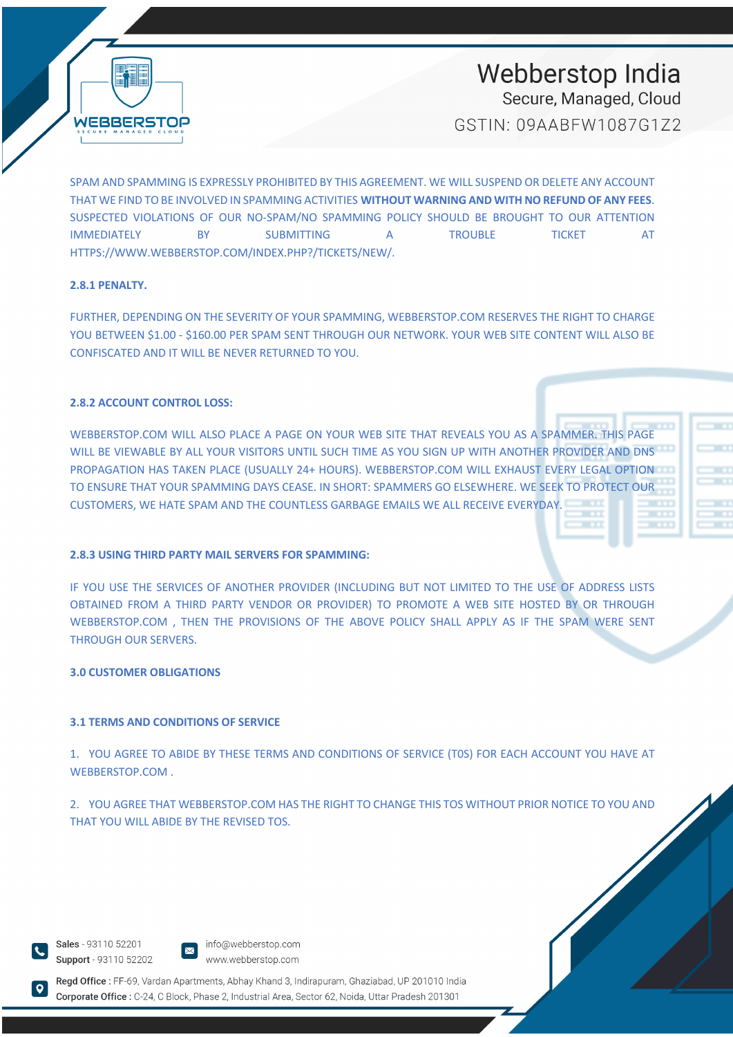SPAM AND SPAMMING IS EXPRESSLY PROHIBITED BY THIS AGREEMENT. WE WILL SUSPEND OR DELETE ANY ACCOUNT THAT WE FIND TO BE INVOLVED IN SPAMMING ACTIVITIES **WITHOUT WARNING AND WITH NO REFUND OF ANY FEES**. SUSPECTED VIOLATIONS OF OUR NO-SPAM/NO SPAMMING POLICY SHOULD BE BROUGHT TO OUR ATTENTION IMMEDIATELY BY SUBMITTING A TROUBLE TICKET AT HTTPS://WWW.WEBBERSTOP.COM/INDEX.PHP?/TICKETS/NEW/.

**2.8.1 PENALTY.**

FURTHER, DEPENDING ON THE SEVERITY OF YOUR SPAMMING, WEBBERSTOP.COM RESERVES THE RIGHT TO CHARGE YOU BETWEEN $1.00 - $160.00 PER SPAM SENT THROUGH OUR NETWORK. YOUR WEB SITE CONTENT WILL ALSO BE CONFISCATED AND IT WILL BE NEVER RETURNED TO YOU.

**2.8.2 ACCOUNT CONTROL LOSS:**

WEBBERSTOP.COM WILL ALSO PLACE A PAGE ON YOUR WEB SITE THAT REVEALS YOU AS A SPAMMER. THIS PAGE WILL BE VIEWABLE BY ALL YOUR VISITORS UNTIL SUCH TIME AS YOU SIGN UP WITH ANOTHER PROVIDER AND DNS PROPAGATION HAS TAKEN PLACE (USUALLY 24+ HOURS). WEBBERSTOP.COM WILL EXHAUST EVERY LEGAL OPTION TO ENSURE THAT YOUR SPAMMING DAYS CEASE. IN SHORT: SPAMMERS GO ELSEWHERE. WE SEEK TO PROTECT OUR CUSTOMERS, WE HATE SPAM AND THE COUNTLESS GARBAGE EMAILS WE ALL RECEIVE EVERYDAY.

**2.8.3 USING THIRD PARTY MAIL SERVERS FOR SPAMMING:**

IF YOU USE THE SERVICES OF ANOTHER PROVIDER (INCLUDING BUT NOT LIMITED TO THE USE OF ADDRESS LISTS OBTAINED FROM A THIRD PARTY VENDOR OR PROVIDER) TO PROMOTE A WEB SITE HOSTED BY OR THROUGH WEBBERSTOP.COM , THEN THE PROVISIONS OF THE ABOVE POLICY SHALL APPLY AS IF THE SPAM WERE SENT THROUGH OUR SERVERS.

**3.0 CUSTOMER OBLIGATIONS**

**3.1 TERMS AND CONDITIONS OF SERVICE**

1. YOU AGREE TO ABIDE BY THESE TERMS AND CONDITIONS OF SERVICE (TOS) FOR EACH ACCOUNT YOU HAVE AT WEBBERSTOP.COM .

2. YOU AGREE THAT WEBBERSTOP.COM HAS THE RIGHT TO CHANGE THIS TOS WITHOUT PRIOR NOTICE TO YOU AND THAT YOU WILL ABIDE BY THE REVISED TOS.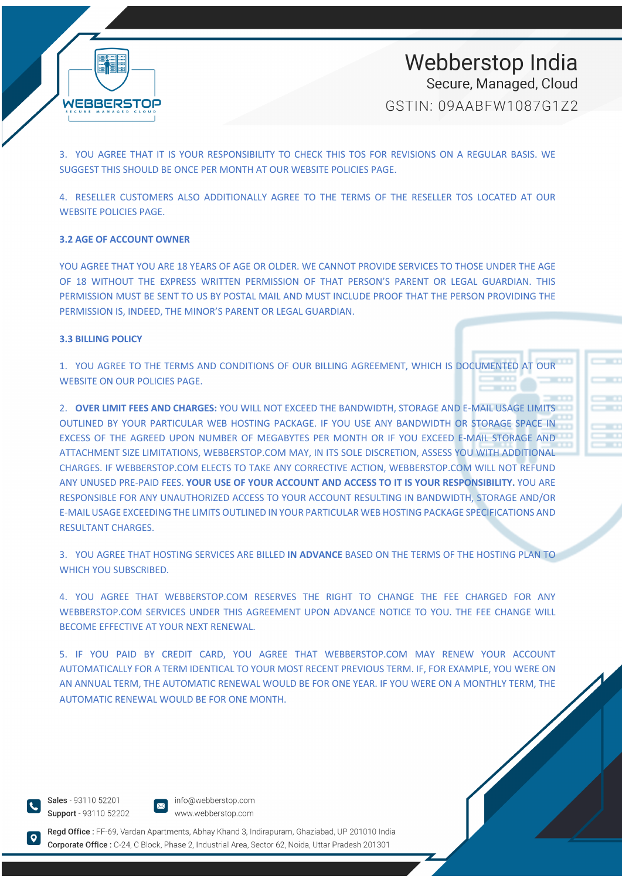3. YOU AGREE THAT IT IS YOUR RESPONSIBILITY TO CHECK THIS TOS FOR REVISIONS ON A REGULAR BASIS. WE SUGGEST THIS SHOULD BE ONCE PER MONTH AT OUR WEBSITE POLICIES PAGE.

4. RESELLER CUSTOMERS ALSO ADDITIONALLY AGREE TO THE TERMS OF THE RESELLER TOS LOCATED AT OUR WEBSITE POLICIES PAGE.

### 3.2 AGE OF ACCOUNT OWNER

YOU AGREE THAT YOU ARE 18 YEARS OF AGE OR OLDER. WE CANNOT PROVIDE SERVICES TO THOSE UNDER THE AGE OF 18 WITHOUT THE EXPRESS WRITTEN PERMISSION OF THAT PERSON'S PARENT OR LEGAL GUARDIAN. THIS PERMISSION MUST BE SENT TO US BY POSTAL MAIL AND MUST INCLUDE PROOF THAT THE PERSON PROVIDING THE PERMISSION IS, INDEED, THE MINOR'S PARENT OR LEGAL GUARDIAN.

### 3.3 BILLING POLICY

1. YOU AGREE TO THE TERMS AND CONDITIONS OF OUR BILLING AGREEMENT, WHICH IS DOCUMENTED AT OUR WEBSITE ON OUR POLICIES PAGE.

2. **OVER LIMIT FEES AND CHARGES:** YOU WILL NOT EXCEED THE BANDWIDTH, STORAGE AND E-MAIL USAGE LIMITS OUTLINED BY YOUR PARTICULAR WEB HOSTING PACKAGE. IF YOU USE ANY BANDWIDTH OR STORAGE SPACE IN EXCESS OF THE AGREED UPON NUMBER OF MEGABYTES PER MONTH OR IF YOU EXCEED E-MAIL STORAGE AND ATTACHMENT SIZE LIMITATIONS, WEBBERSTOP.COM MAY, IN ITS SOLE DISCRETION, ASSESS YOU WITH ADDITIONAL CHARGES. IF WEBBERSTOP.COM ELECTS TO TAKE ANY CORRECTIVE ACTION, WEBBERSTOP.COM WILL NOT REFUND ANY UNUSED PRE-PAID FEES. **YOUR USE OF YOUR ACCOUNT AND ACCESS TO IT IS YOUR RESPONSIBILITY.** YOU ARE RESPONSIBLE FOR ANY UNAUTHORIZED ACCESS TO YOUR ACCOUNT RESULTING IN BANDWIDTH, STORAGE AND/OR E-MAIL USAGE EXCEEDING THE LIMITS OUTLINED IN YOUR PARTICULAR WEB HOSTING PACKAGE SPECIFICATIONS AND RESULTANT CHARGES.

3. YOU AGREE THAT HOSTING SERVICES ARE BILLED **IN ADVANCE** BASED ON THE TERMS OF THE HOSTING PLAN TO WHICH YOU SUBSCRIBED.

4. YOU AGREE THAT WEBBERSTOP.COM RESERVES THE RIGHT TO CHANGE THE FEE CHARGED FOR ANY WEBBERSTOP.COM SERVICES UNDER THIS AGREEMENT UPON ADVANCE NOTICE TO YOU. THE FEE CHANGE WILL BECOME EFFECTIVE AT YOUR NEXT RENEWAL.

5. IF YOU PAID BY CREDIT CARD, YOU AGREE THAT WEBBERSTOP.COM MAY RENEW YOUR ACCOUNT AUTOMATICALLY FOR A TERM IDENTICAL TO YOUR MOST RECENT PREVIOUS TERM. IF, FOR EXAMPLE, YOU WERE ON AN ANNUAL TERM, THE AUTOMATIC RENEWAL WOULD BE FOR ONE YEAR. IF YOU WERE ON A MONTHLY TERM, THE AUTOMATIC RENEWAL WOULD BE FOR ONE MONTH.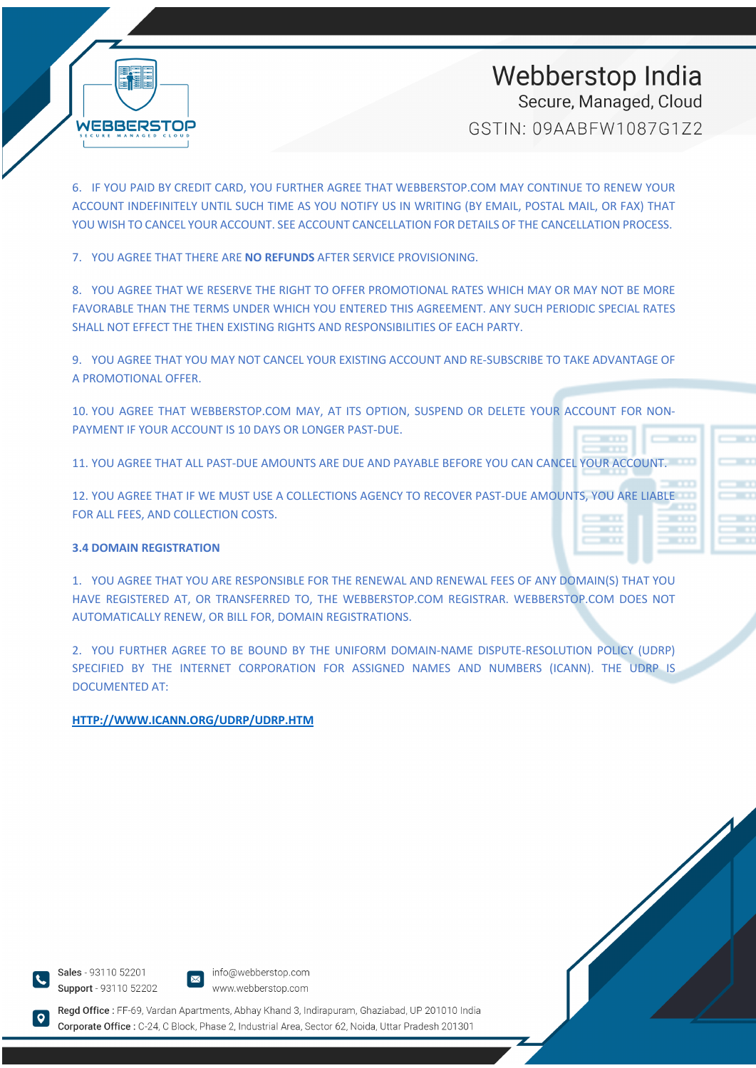6. IF YOU PAID BY CREDIT CARD, YOU FURTHER AGREE THAT WEBBERSTOP.COM MAY CONTINUE TO RENEW YOUR ACCOUNT INDEFINITELY UNTIL SUCH TIME AS YOU NOTIFY US IN WRITING (BY EMAIL, POSTAL MAIL, OR FAX) THAT YOU WISH TO CANCEL YOUR ACCOUNT. SEE ACCOUNT CANCELLATION FOR DETAILS OF THE CANCELLATION PROCESS.

7. YOU AGREE THAT THERE ARE **NO REFUNDS** AFTER SERVICE PROVISIONING.

8. YOU AGREE THAT WE RESERVE THE RIGHT TO OFFER PROMOTIONAL RATES WHICH MAY OR MAY NOT BE MORE FAVORABLE THAN THE TERMS UNDER WHICH YOU ENTERED THIS AGREEMENT. ANY SUCH PERIODIC SPECIAL RATES SHALL NOT EFFECT THE THEN EXISTING RIGHTS AND RESPONSIBILITIES OF EACH PARTY.

9. YOU AGREE THAT YOU MAY NOT CANCEL YOUR EXISTING ACCOUNT AND RE-SUBSCRIBE TO TAKE ADVANTAGE OF A PROMOTIONAL OFFER.

10. YOU AGREE THAT WEBBERSTOP.COM MAY, AT ITS OPTION, SUSPEND OR DELETE YOUR ACCOUNT FOR NON-PAYMENT IF YOUR ACCOUNT IS 10 DAYS OR LONGER PAST-DUE.

11. YOU AGREE THAT ALL PAST-DUE AMOUNTS ARE DUE AND PAYABLE BEFORE YOU CAN CANCEL YOUR ACCOUNT.

12. YOU AGREE THAT IF WE MUST USE A COLLECTIONS AGENCY TO RECOVER PAST-DUE AMOUNTS, YOU ARE LIABLE FOR ALL FEES, AND COLLECTION COSTS.

### 3.4 DOMAIN REGISTRATION

1. YOU AGREE THAT YOU ARE RESPONSIBLE FOR THE RENEWAL AND RENEWAL FEES OF ANY DOMAIN(S) THAT YOU HAVE REGISTERED AT, OR TRANSFERRED TO, THE WEBBERSTOP.COM REGISTRAR. WEBBERSTOP.COM DOES NOT AUTOMATICALLY RENEW, OR BILL FOR, DOMAIN REGISTRATIONS.

2. YOU FURTHER AGREE TO BE BOUND BY THE UNIFORM DOMAIN-NAME DISPUTE-RESOLUTION POLICY (UDRP) SPECIFIED BY THE INTERNET CORPORATION FOR ASSIGNED NAMES AND NUMBERS (ICANN). THE UDRP IS DOCUMENTED AT:

**HTTP://WWW.ICANN.ORG/UDRP/UDRP.HTM**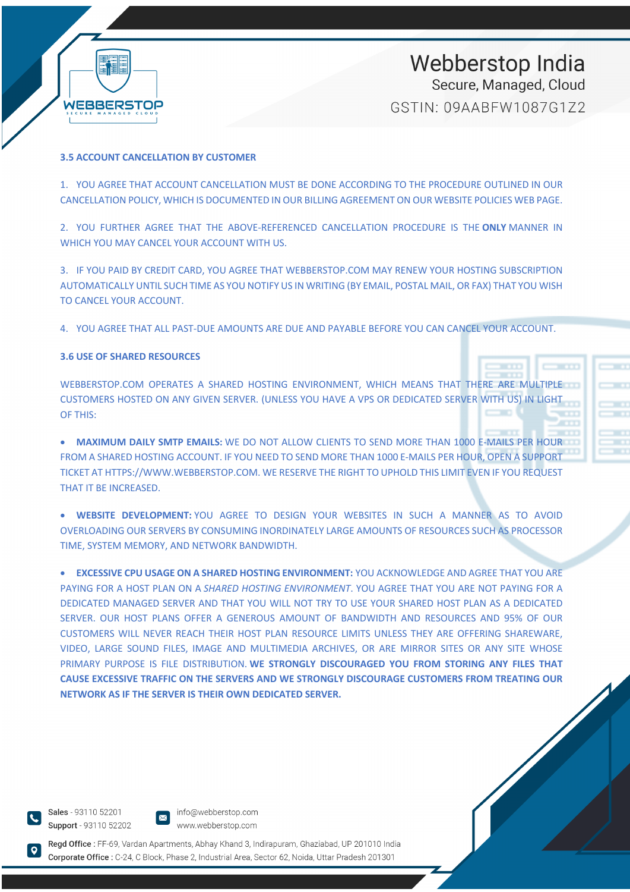### 3.5 ACCOUNT CANCELLATION BY CUSTOMER

1. YOU AGREE THAT ACCOUNT CANCELLATION MUST BE DONE ACCORDING TO THE PROCEDURE OUTLINED IN OUR CANCELLATION POLICY, WHICH IS DOCUMENTED IN OUR BILLING AGREEMENT ON OUR WEBSITE POLICIES WEB PAGE.

2. YOU FURTHER AGREE THAT THE ABOVE-REFERENCED CANCELLATION PROCEDURE IS THE **ONLY** MANNER IN WHICH YOU MAY CANCEL YOUR ACCOUNT WITH US.

3. IF YOU PAID BY CREDIT CARD, YOU AGREE THAT WEBBERSTOP.COM MAY RENEW YOUR HOSTING SUBSCRIPTION AUTOMATICALLY UNTIL SUCH TIME AS YOU NOTIFY US IN WRITING (BY EMAIL, POSTAL MAIL, OR FAX) THAT YOU WISH TO CANCEL YOUR ACCOUNT.

4. YOU AGREE THAT ALL PAST-DUE AMOUNTS ARE DUE AND PAYABLE BEFORE YOU CAN CANCEL YOUR ACCOUNT.

### 3.6 USE OF SHARED RESOURCES

WEBBERSTOP.COM OPERATES A SHARED HOSTING ENVIRONMENT, WHICH MEANS THAT THERE ARE MULTIPLE CUSTOMERS HOSTED ON ANY GIVEN SERVER. (UNLESS YOU HAVE A VPS OR DEDICATED SERVER WITH US) IN LIGHT OF THIS:

- **MAXIMUM DAILY SMTP EMAILS:** WE DO NOT ALLOW CLIENTS TO SEND MORE THAN 1000 E-MAILS PER HOUR FROM A SHARED HOSTING ACCOUNT. IF YOU NEED TO SEND MORE THAN 1000 E-MAILS PER HOUR, OPEN A SUPPORT TICKET AT HTTPS://WWW.WEBBERSTOP.COM. WE RESERVE THE RIGHT TO UPHOLD THIS LIMIT EVEN IF YOU REQUEST THAT IT BE INCREASED.

- **WEBSITE DEVELOPMENT:** YOU AGREE TO DESIGN YOUR WEBSITES IN SUCH A MANNER AS TO AVOID OVERLOADING OUR SERVERS BY CONSUMING INORDINATELY LARGE AMOUNTS OF RESOURCES SUCH AS PROCESSOR TIME, SYSTEM MEMORY, AND NETWORK BANDWIDTH.

- **EXCESSIVE CPU USAGE ON A SHARED HOSTING ENVIRONMENT:** YOU ACKNOWLEDGE AND AGREE THAT YOU ARE PAYING FOR A HOST PLAN ON A *SHARED HOSTING ENVIRONMENT*. YOU AGREE THAT YOU ARE NOT PAYING FOR A DEDICATED MANAGED SERVER AND THAT YOU WILL NOT TRY TO USE YOUR SHARED HOST PLAN AS A DEDICATED SERVER. OUR HOST PLANS OFFER A GENEROUS AMOUNT OF BANDWIDTH AND RESOURCES AND 95% OF OUR CUSTOMERS WILL NEVER REACH THEIR HOST PLAN RESOURCE LIMITS UNLESS THEY ARE OFFERING SHAREWARE, VIDEO, LARGE SOUND FILES, IMAGE AND MULTIMEDIA ARCHIVES, OR ARE MIRROR SITES OR ANY SITE WHOSE PRIMARY PURPOSE IS FILE DISTRIBUTION. **WE STRONGLY DISCOURAGED YOU FROM STORING ANY FILES THAT CAUSE EXCESSIVE TRAFFIC ON THE SERVERS AND WE STRONGLY DISCOURAGE CUSTOMERS FROM TREATING OUR NETWORK AS IF THE SERVER IS THEIR OWN DEDICATED SERVER.**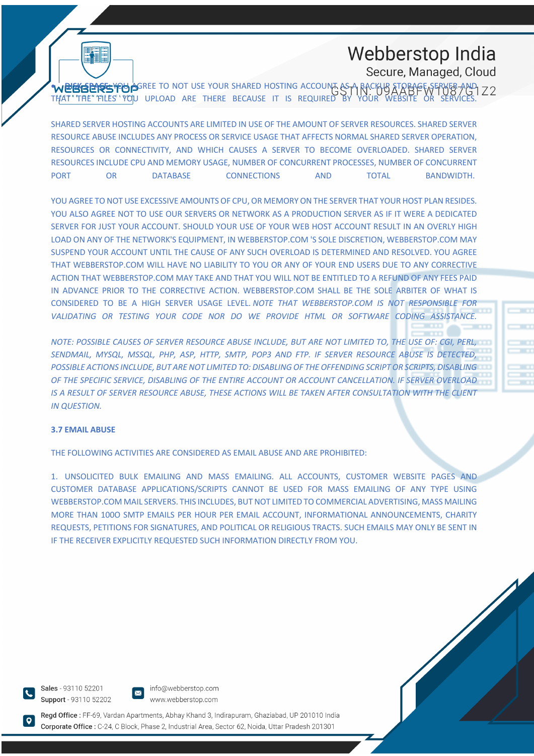- DISK SPACE: YOU AGREE TO NOT USE YOUR SHARED HOSTING ACCOUNT AS A BACKUP STORAGE SERVER AND THAT THE FILES YOU UPLOAD ARE THERE BECAUSE IT IS REQUIRED BY YOUR WEBSITE OR SERVICES.

SHARED SERVER HOSTING ACCOUNTS ARE LIMITED IN USE OF THE AMOUNT OF SERVER RESOURCES. SHARED SERVER RESOURCE ABUSE INCLUDES ANY PROCESS OR SERVICE USAGE THAT AFFECTS NORMAL SHARED SERVER OPERATION, RESOURCES OR CONNECTIVITY, AND WHICH CAUSES A SERVER TO BECOME OVERLOADED. SHARED SERVER RESOURCES INCLUDE CPU AND MEMORY USAGE, NUMBER OF CONCURRENT PROCESSES, NUMBER OF CONCURRENT PORT OR DATABASE CONNECTIONS AND TOTAL BANDWIDTH.

YOU AGREE TO NOT USE EXCESSIVE AMOUNTS OF CPU, OR MEMORY ON THE SERVER THAT YOUR HOST PLAN RESIDES. YOU ALSO AGREE NOT TO USE OUR SERVERS OR NETWORK AS A PRODUCTION SERVER AS IF IT WERE A DEDICATED SERVER FOR JUST YOUR ACCOUNT. SHOULD YOUR USE OF YOUR WEB HOST ACCOUNT RESULT IN AN OVERLY HIGH LOAD ON ANY OF THE NETWORK'S EQUIPMENT, IN WEBBERSTOP.COM 'S SOLE DISCRETION, WEBBERSTOP.COM MAY SUSPEND YOUR ACCOUNT UNTIL THE CAUSE OF ANY SUCH OVERLOAD IS DETERMINED AND RESOLVED. YOU AGREE THAT WEBBERSTOP.COM WILL HAVE NO LIABILITY TO YOU OR ANY OF YOUR END USERS DUE TO ANY CORRECTIVE ACTION THAT WEBBERSTOP.COM MAY TAKE AND THAT YOU WILL NOT BE ENTITLED TO A REFUND OF ANY FEES PAID IN ADVANCE PRIOR TO THE CORRECTIVE ACTION. WEBBERSTOP.COM SHALL BE THE SOLE ARBITER OF WHAT IS CONSIDERED TO BE A HIGH SERVER USAGE LEVEL. *NOTE THAT WEBBERSTOP.COM IS NOT RESPONSIBLE FOR VALIDATING OR TESTING YOUR CODE NOR DO WE PROVIDE HTML OR SOFTWARE CODING ASSISTANCE.*

*NOTE: POSSIBLE CAUSES OF SERVER RESOURCE ABUSE INCLUDE, BUT ARE NOT LIMITED TO, THE USE OF: CGI, PERL, SENDMAIL, MYSQL, MSSQL, PHP, ASP, HTTP, SMTP, POP3 AND FTP. IF SERVER RESOURCE ABUSE IS DETECTED, POSSIBLE ACTIONS INCLUDE, BUT ARE NOT LIMITED TO: DISABLING OF THE OFFENDING SCRIPT OR SCRIPTS, DISABLING OF THE SPECIFIC SERVICE, DISABLING OF THE ENTIRE ACCOUNT OR ACCOUNT CANCELLATION. IF SERVER OVERLOAD IS A RESULT OF SERVER RESOURCE ABUSE, THESE ACTIONS WILL BE TAKEN AFTER CONSULTATION WITH THE CLIENT IN QUESTION.*

### 3.7 EMAIL ABUSE

THE FOLLOWING ACTIVITIES ARE CONSIDERED AS EMAIL ABUSE AND ARE PROHIBITED:

1. UNSOLICITED BULK EMAILING AND MASS EMAILING. ALL ACCOUNTS, CUSTOMER WEBSITE PAGES AND CUSTOMER DATABASE APPLICATIONS/SCRIPTS CANNOT BE USED FOR MASS EMAILING OF ANY TYPE USING WEBBERSTOP.COM MAIL SERVERS. THIS INCLUDES, BUT NOT LIMITED TO COMMERCIAL ADVERTISING, MASS MAILING MORE THAN 1000 SMTP EMAILS PER HOUR PER EMAIL ACCOUNT, INFORMATIONAL ANNOUNCEMENTS, CHARITY REQUESTS, PETITIONS FOR SIGNATURES, AND POLITICAL OR RELIGIOUS TRACTS. SUCH EMAILS MAY ONLY BE SENT IN IF THE RECEIVER EXPLICITLY REQUESTED SUCH INFORMATION DIRECTLY FROM YOU.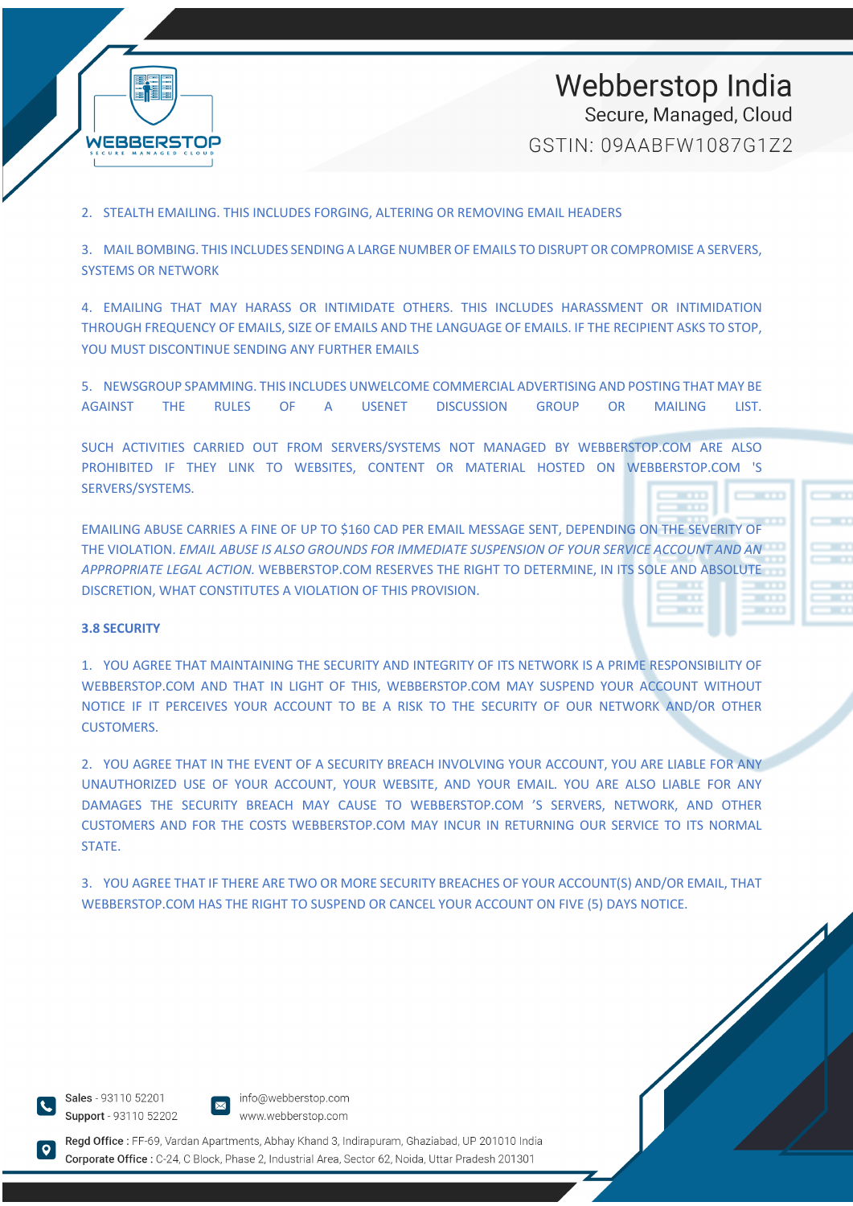2. STEALTH EMAILING. THIS INCLUDES FORGING, ALTERING OR REMOVING EMAIL HEADERS

3. MAIL BOMBING. THIS INCLUDES SENDING A LARGE NUMBER OF EMAILS TO DISRUPT OR COMPROMISE A SERVERS, SYSTEMS OR NETWORK

4. EMAILING THAT MAY HARASS OR INTIMIDATE OTHERS. THIS INCLUDES HARASSMENT OR INTIMIDATION THROUGH FREQUENCY OF EMAILS, SIZE OF EMAILS AND THE LANGUAGE OF EMAILS. IF THE RECIPIENT ASKS TO STOP, YOU MUST DISCONTINUE SENDING ANY FURTHER EMAILS

5. NEWSGROUP SPAMMING. THIS INCLUDES UNWELCOME COMMERCIAL ADVERTISING AND POSTING THAT MAY BE AGAINST THE RULES OF A USENET DISCUSSION GROUP OR MAILING LIST.

SUCH ACTIVITIES CARRIED OUT FROM SERVERS/SYSTEMS NOT MANAGED BY WEBBERSTOP.COM ARE ALSO PROHIBITED IF THEY LINK TO WEBSITES, CONTENT OR MATERIAL HOSTED ON WEBBERSTOP.COM 'S SERVERS/SYSTEMS.

EMAILING ABUSE CARRIES A FINE OF UP TO $160 CAD PER EMAIL MESSAGE SENT, DEPENDING ON THE SEVERITY OF THE VIOLATION. *EMAIL ABUSE IS ALSO GROUNDS FOR IMMEDIATE SUSPENSION OF YOUR SERVICE ACCOUNT AND AN APPROPRIATE LEGAL ACTION.* WEBBERSTOP.COM RESERVES THE RIGHT TO DETERMINE, IN ITS SOLE AND ABSOLUTE DISCRETION, WHAT CONSTITUTES A VIOLATION OF THIS PROVISION.

**3.8 SECURITY**

1. YOU AGREE THAT MAINTAINING THE SECURITY AND INTEGRITY OF ITS NETWORK IS A PRIME RESPONSIBILITY OF WEBBERSTOP.COM AND THAT IN LIGHT OF THIS, WEBBERSTOP.COM MAY SUSPEND YOUR ACCOUNT WITHOUT NOTICE IF IT PERCEIVES YOUR ACCOUNT TO BE A RISK TO THE SECURITY OF OUR NETWORK AND/OR OTHER CUSTOMERS.

2. YOU AGREE THAT IN THE EVENT OF A SECURITY BREACH INVOLVING YOUR ACCOUNT, YOU ARE LIABLE FOR ANY UNAUTHORIZED USE OF YOUR ACCOUNT, YOUR WEBSITE, AND YOUR EMAIL. YOU ARE ALSO LIABLE FOR ANY DAMAGES THE SECURITY BREACH MAY CAUSE TO WEBBERSTOP.COM 'S SERVERS, NETWORK, AND OTHER CUSTOMERS AND FOR THE COSTS WEBBERSTOP.COM MAY INCUR IN RETURNING OUR SERVICE TO ITS NORMAL STATE.

3. YOU AGREE THAT IF THERE ARE TWO OR MORE SECURITY BREACHES OF YOUR ACCOUNT(S) AND/OR EMAIL, THAT WEBBERSTOP.COM HAS THE RIGHT TO SUSPEND OR CANCEL YOUR ACCOUNT ON FIVE (5) DAYS NOTICE.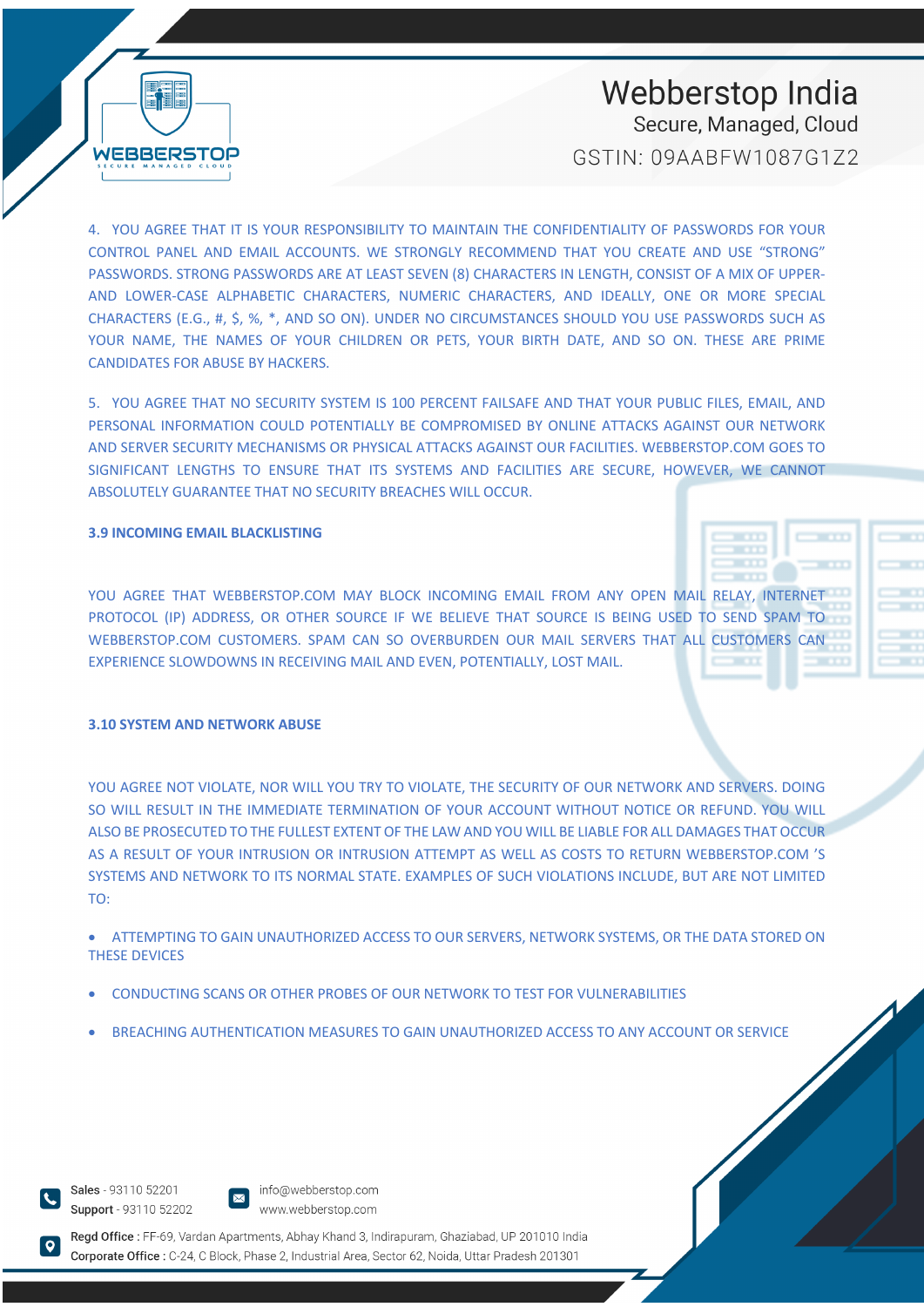4. YOU AGREE THAT IT IS YOUR RESPONSIBILITY TO MAINTAIN THE CONFIDENTIALITY OF PASSWORDS FOR YOUR CONTROL PANEL AND EMAIL ACCOUNTS. WE STRONGLY RECOMMEND THAT YOU CREATE AND USE "STRONG" PASSWORDS. STRONG PASSWORDS ARE AT LEAST SEVEN (8) CHARACTERS IN LENGTH, CONSIST OF A MIX OF UPPER- AND LOWER-CASE ALPHABETIC CHARACTERS, NUMERIC CHARACTERS, AND IDEALLY, ONE OR MORE SPECIAL CHARACTERS (E.G., #, $, %, *, AND SO ON). UNDER NO CIRCUMSTANCES SHOULD YOU USE PASSWORDS SUCH AS YOUR NAME, THE NAMES OF YOUR CHILDREN OR PETS, YOUR BIRTH DATE, AND SO ON. THESE ARE PRIME CANDIDATES FOR ABUSE BY HACKERS.

5. YOU AGREE THAT NO SECURITY SYSTEM IS 100 PERCENT FAILSAFE AND THAT YOUR PUBLIC FILES, EMAIL, AND PERSONAL INFORMATION COULD POTENTIALLY BE COMPROMISED BY ONLINE ATTACKS AGAINST OUR NETWORK AND SERVER SECURITY MECHANISMS OR PHYSICAL ATTACKS AGAINST OUR FACILITIES. WEBBERSTOP.COM GOES TO SIGNIFICANT LENGTHS TO ENSURE THAT ITS SYSTEMS AND FACILITIES ARE SECURE, HOWEVER, WE CANNOT ABSOLUTELY GUARANTEE THAT NO SECURITY BREACHES WILL OCCUR.

### 3.9 INCOMING EMAIL BLACKLISTING

YOU AGREE THAT WEBBERSTOP.COM MAY BLOCK INCOMING EMAIL FROM ANY OPEN MAIL RELAY, INTERNET PROTOCOL (IP) ADDRESS, OR OTHER SOURCE IF WE BELIEVE THAT SOURCE IS BEING USED TO SEND SPAM TO WEBBERSTOP.COM CUSTOMERS. SPAM CAN SO OVERBURDEN OUR MAIL SERVERS THAT ALL CUSTOMERS CAN EXPERIENCE SLOWDOWNS IN RECEIVING MAIL AND EVEN, POTENTIALLY, LOST MAIL.

### 3.10 SYSTEM AND NETWORK ABUSE

YOU AGREE NOT VIOLATE, NOR WILL YOU TRY TO VIOLATE, THE SECURITY OF OUR NETWORK AND SERVERS. DOING SO WILL RESULT IN THE IMMEDIATE TERMINATION OF YOUR ACCOUNT WITHOUT NOTICE OR REFUND. YOU WILL ALSO BE PROSECUTED TO THE FULLEST EXTENT OF THE LAW AND YOU WILL BE LIABLE FOR ALL DAMAGES THAT OCCUR AS A RESULT OF YOUR INTRUSION OR INTRUSION ATTEMPT AS WELL AS COSTS TO RETURN WEBBERSTOP.COM 'S SYSTEMS AND NETWORK TO ITS NORMAL STATE. EXAMPLES OF SUCH VIOLATIONS INCLUDE, BUT ARE NOT LIMITED TO:

- ATTEMPTING TO GAIN UNAUTHORIZED ACCESS TO OUR SERVERS, NETWORK SYSTEMS, OR THE DATA STORED ON THESE DEVICES
- CONDUCTING SCANS OR OTHER PROBES OF OUR NETWORK TO TEST FOR VULNERABILITIES
- BREACHING AUTHENTICATION MEASURES TO GAIN UNAUTHORIZED ACCESS TO ANY ACCOUNT OR SERVICE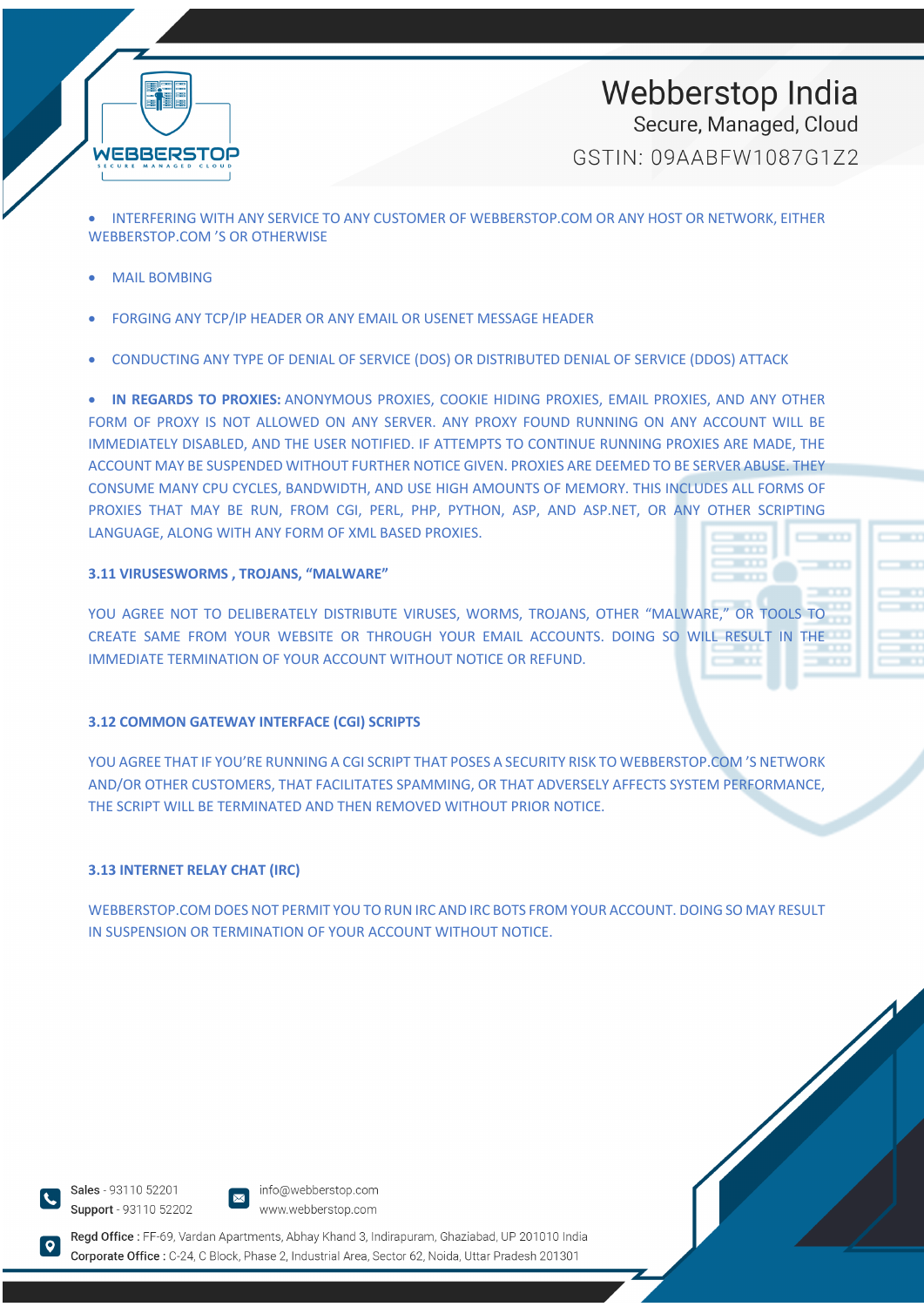- INTERFERING WITH ANY SERVICE TO ANY CUSTOMER OF WEBBERSTOP.COM OR ANY HOST OR NETWORK, EITHER WEBBERSTOP.COM 'S OR OTHERWISE

- MAIL BOMBING

- FORGING ANY TCP/IP HEADER OR ANY EMAIL OR USENET MESSAGE HEADER

- CONDUCTING ANY TYPE OF DENIAL OF SERVICE (DOS) OR DISTRIBUTED DENIAL OF SERVICE (DDOS) ATTACK

- **IN REGARDS TO PROXIES:** ANONYMOUS PROXIES, COOKIE HIDING PROXIES, EMAIL PROXIES, AND ANY OTHER FORM OF PROXY IS NOT ALLOWED ON ANY SERVER. ANY PROXY FOUND RUNNING ON ANY ACCOUNT WILL BE IMMEDIATELY DISABLED, AND THE USER NOTIFIED. IF ATTEMPTS TO CONTINUE RUNNING PROXIES ARE MADE, THE ACCOUNT MAY BE SUSPENDED WITHOUT FURTHER NOTICE GIVEN. PROXIES ARE DEEMED TO BE SERVER ABUSE. THEY CONSUME MANY CPU CYCLES, BANDWIDTH, AND USE HIGH AMOUNTS OF MEMORY. THIS INCLUDES ALL FORMS OF PROXIES THAT MAY BE RUN, FROM CGI, PERL, PHP, PYTHON, ASP, AND ASP.NET, OR ANY OTHER SCRIPTING LANGUAGE, ALONG WITH ANY FORM OF XML BASED PROXIES.

### 3.11 VIRUSESWORMS , TROJANS, "MALWARE"

YOU AGREE NOT TO DELIBERATELY DISTRIBUTE VIRUSES, WORMS, TROJANS, OTHER "MALWARE," OR TOOLS TO CREATE SAME FROM YOUR WEBSITE OR THROUGH YOUR EMAIL ACCOUNTS. DOING SO WILL RESULT IN THE IMMEDIATE TERMINATION OF YOUR ACCOUNT WITHOUT NOTICE OR REFUND.

### 3.12 COMMON GATEWAY INTERFACE (CGI) SCRIPTS

YOU AGREE THAT IF YOU'RE RUNNING A CGI SCRIPT THAT POSES A SECURITY RISK TO WEBBERSTOP.COM 'S NETWORK AND/OR OTHER CUSTOMERS, THAT FACILITATES SPAMMING, OR THAT ADVERSELY AFFECTS SYSTEM PERFORMANCE, THE SCRIPT WILL BE TERMINATED AND THEN REMOVED WITHOUT PRIOR NOTICE.

### 3.13 INTERNET RELAY CHAT (IRC)

WEBBERSTOP.COM DOES NOT PERMIT YOU TO RUN IRC AND IRC BOTS FROM YOUR ACCOUNT. DOING SO MAY RESULT IN SUSPENSION OR TERMINATION OF YOUR ACCOUNT WITHOUT NOTICE.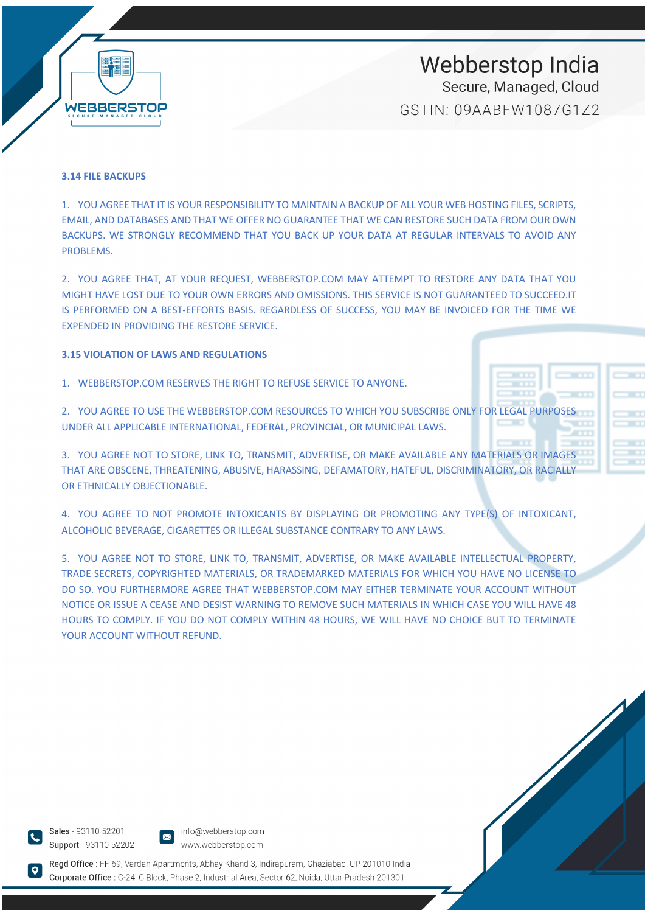### 3.14 FILE BACKUPS

1. YOU AGREE THAT IT IS YOUR RESPONSIBILITY TO MAINTAIN A BACKUP OF ALL YOUR WEB HOSTING FILES, SCRIPTS, EMAIL, AND DATABASES AND THAT WE OFFER NO GUARANTEE THAT WE CAN RESTORE SUCH DATA FROM OUR OWN BACKUPS. WE STRONGLY RECOMMEND THAT YOU BACK UP YOUR DATA AT REGULAR INTERVALS TO AVOID ANY PROBLEMS.

2. YOU AGREE THAT, AT YOUR REQUEST, WEBBERSTOP.COM MAY ATTEMPT TO RESTORE ANY DATA THAT YOU MIGHT HAVE LOST DUE TO YOUR OWN ERRORS AND OMISSIONS. THIS SERVICE IS NOT GUARANTEED TO SUCCEED.IT IS PERFORMED ON A BEST-EFFORTS BASIS. REGARDLESS OF SUCCESS, YOU MAY BE INVOICED FOR THE TIME WE EXPENDED IN PROVIDING THE RESTORE SERVICE.

### 3.15 VIOLATION OF LAWS AND REGULATIONS

1. WEBBERSTOP.COM RESERVES THE RIGHT TO REFUSE SERVICE TO ANYONE.

2. YOU AGREE TO USE THE WEBBERSTOP.COM RESOURCES TO WHICH YOU SUBSCRIBE ONLY FOR LEGAL PURPOSES UNDER ALL APPLICABLE INTERNATIONAL, FEDERAL, PROVINCIAL, OR MUNICIPAL LAWS.

3. YOU AGREE NOT TO STORE, LINK TO, TRANSMIT, ADVERTISE, OR MAKE AVAILABLE ANY MATERIALS OR IMAGES THAT ARE OBSCENE, THREATENING, ABUSIVE, HARASSING, DEFAMATORY, HATEFUL, DISCRIMINATORY, OR RACIALLY OR ETHNICALLY OBJECTIONABLE.

4. YOU AGREE TO NOT PROMOTE INTOXICANTS BY DISPLAYING OR PROMOTING ANY TYPE(S) OF INTOXICANT, ALCOHOLIC BEVERAGE, CIGARETTES OR ILLEGAL SUBSTANCE CONTRARY TO ANY LAWS.

5. YOU AGREE NOT TO STORE, LINK TO, TRANSMIT, ADVERTISE, OR MAKE AVAILABLE INTELLECTUAL PROPERTY, TRADE SECRETS, COPYRIGHTED MATERIALS, OR TRADEMARKED MATERIALS FOR WHICH YOU HAVE NO LICENSE TO DO SO. YOU FURTHERMORE AGREE THAT WEBBERSTOP.COM MAY EITHER TERMINATE YOUR ACCOUNT WITHOUT NOTICE OR ISSUE A CEASE AND DESIST WARNING TO REMOVE SUCH MATERIALS IN WHICH CASE YOU WILL HAVE 48 HOURS TO COMPLY. IF YOU DO NOT COMPLY WITHIN 48 HOURS, WE WILL HAVE NO CHOICE BUT TO TERMINATE YOUR ACCOUNT WITHOUT REFUND.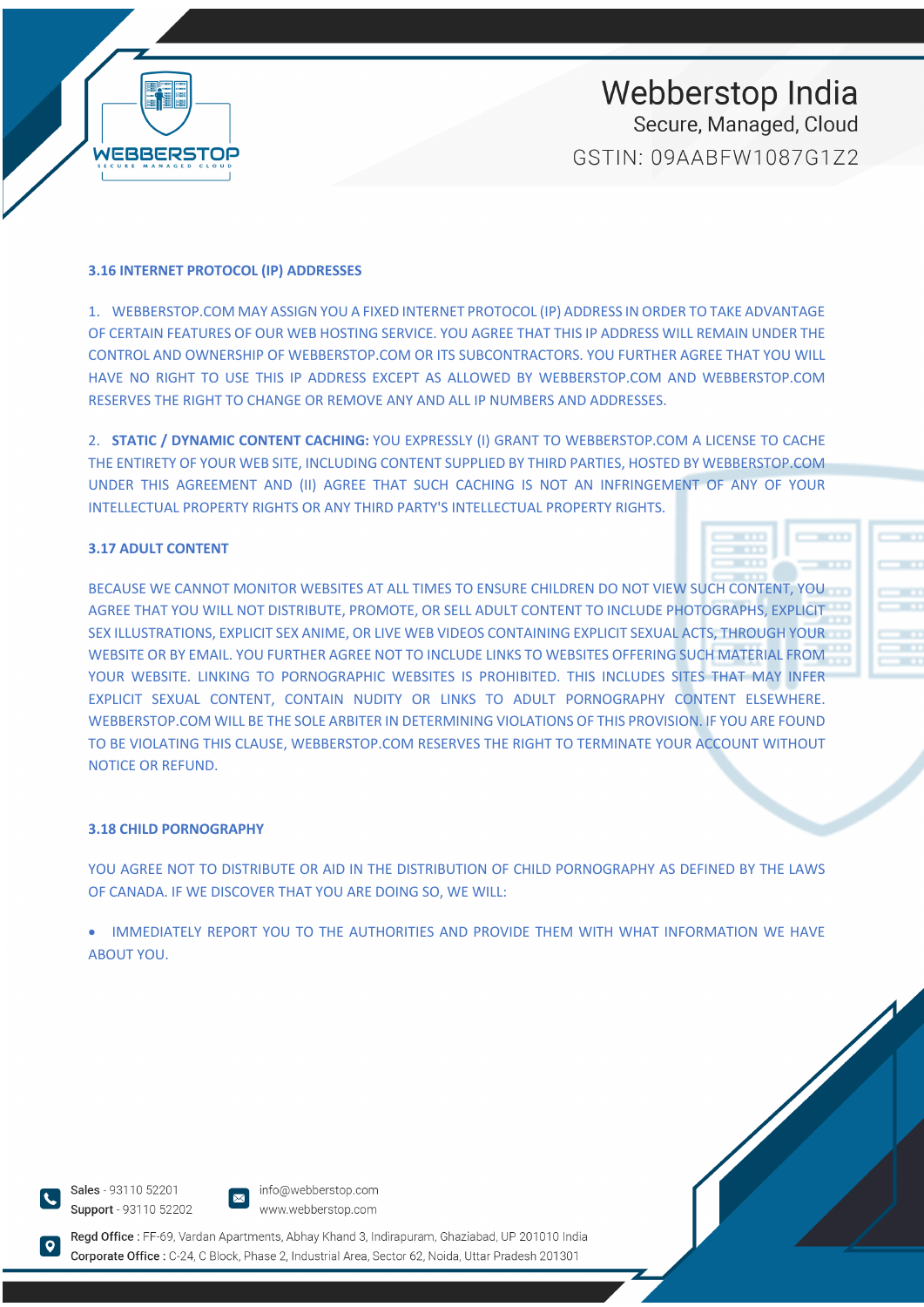### 3.16 INTERNET PROTOCOL (IP) ADDRESSES

1. WEBBERSTOP.COM MAY ASSIGN YOU A FIXED INTERNET PROTOCOL (IP) ADDRESS IN ORDER TO TAKE ADVANTAGE OF CERTAIN FEATURES OF OUR WEB HOSTING SERVICE. YOU AGREE THAT THIS IP ADDRESS WILL REMAIN UNDER THE CONTROL AND OWNERSHIP OF WEBBERSTOP.COM OR ITS SUBCONTRACTORS. YOU FURTHER AGREE THAT YOU WILL HAVE NO RIGHT TO USE THIS IP ADDRESS EXCEPT AS ALLOWED BY WEBBERSTOP.COM AND WEBBERSTOP.COM RESERVES THE RIGHT TO CHANGE OR REMOVE ANY AND ALL IP NUMBERS AND ADDRESSES.

2. **STATIC / DYNAMIC CONTENT CACHING:** YOU EXPRESSLY (I) GRANT TO WEBBERSTOP.COM A LICENSE TO CACHE THE ENTIRETY OF YOUR WEB SITE, INCLUDING CONTENT SUPPLIED BY THIRD PARTIES, HOSTED BY WEBBERSTOP.COM UNDER THIS AGREEMENT AND (II) AGREE THAT SUCH CACHING IS NOT AN INFRINGEMENT OF ANY OF YOUR INTELLECTUAL PROPERTY RIGHTS OR ANY THIRD PARTY'S INTELLECTUAL PROPERTY RIGHTS.

### 3.17 ADULT CONTENT

BECAUSE WE CANNOT MONITOR WEBSITES AT ALL TIMES TO ENSURE CHILDREN DO NOT VIEW SUCH CONTENT, YOU AGREE THAT YOU WILL NOT DISTRIBUTE, PROMOTE, OR SELL ADULT CONTENT TO INCLUDE PHOTOGRAPHS, EXPLICIT SEX ILLUSTRATIONS, EXPLICIT SEX ANIME, OR LIVE WEB VIDEOS CONTAINING EXPLICIT SEXUAL ACTS, THROUGH YOUR WEBSITE OR BY EMAIL. YOU FURTHER AGREE NOT TO INCLUDE LINKS TO WEBSITES OFFERING SUCH MATERIAL FROM YOUR WEBSITE. LINKING TO PORNOGRAPHIC WEBSITES IS PROHIBITED. THIS INCLUDES SITES THAT MAY INFER EXPLICIT SEXUAL CONTENT, CONTAIN NUDITY OR LINKS TO ADULT PORNOGRAPHY CONTENT ELSEWHERE. WEBBERSTOP.COM WILL BE THE SOLE ARBITER IN DETERMINING VIOLATIONS OF THIS PROVISION. IF YOU ARE FOUND TO BE VIOLATING THIS CLAUSE, WEBBERSTOP.COM RESERVES THE RIGHT TO TERMINATE YOUR ACCOUNT WITHOUT NOTICE OR REFUND.

### 3.18 CHILD PORNOGRAPHY

YOU AGREE NOT TO DISTRIBUTE OR AID IN THE DISTRIBUTION OF CHILD PORNOGRAPHY AS DEFINED BY THE LAWS OF CANADA. IF WE DISCOVER THAT YOU ARE DOING SO, WE WILL:

- IMMEDIATELY REPORT YOU TO THE AUTHORITIES AND PROVIDE THEM WITH WHAT INFORMATION WE HAVE ABOUT YOU.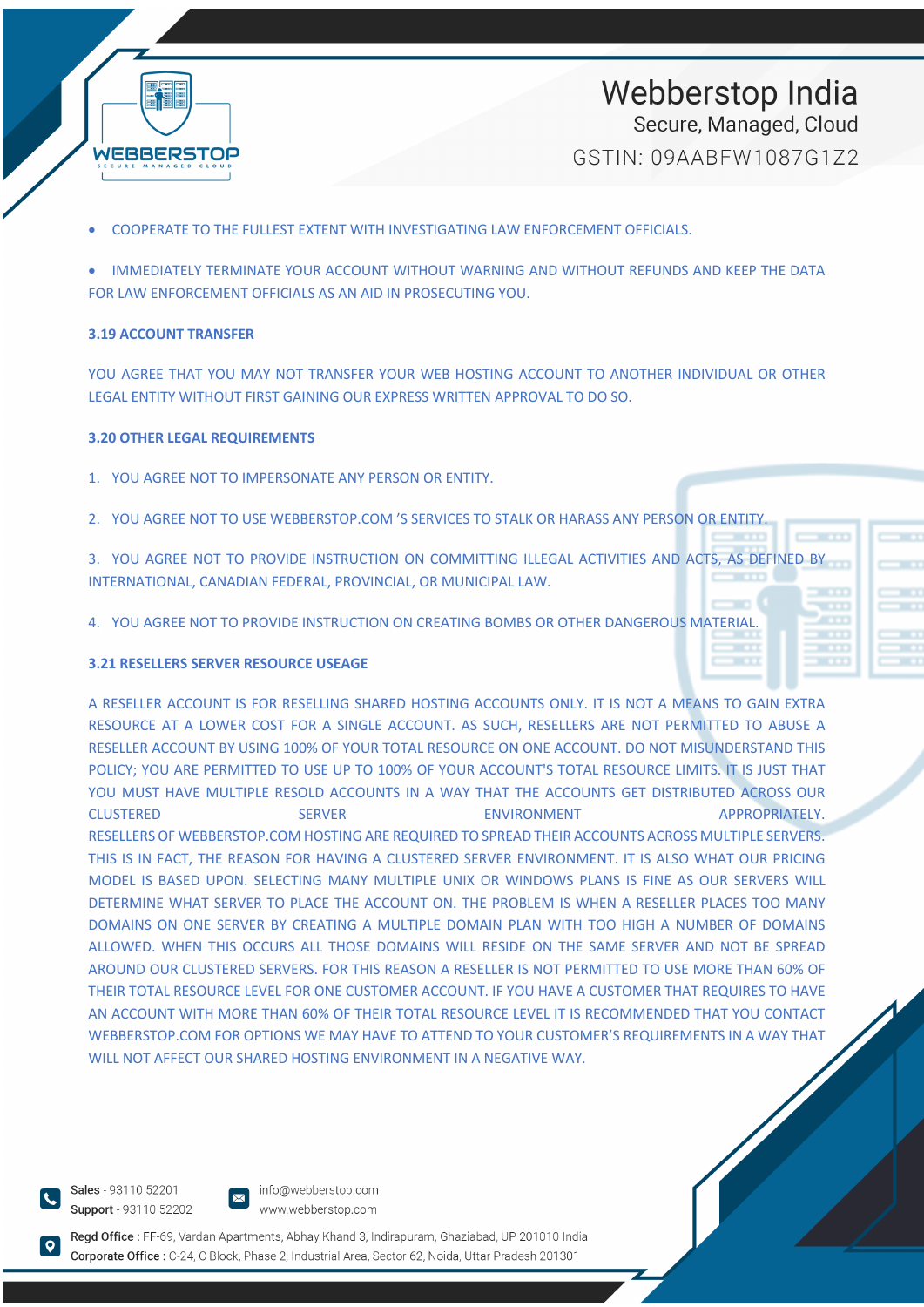- COOPERATE TO THE FULLEST EXTENT WITH INVESTIGATING LAW ENFORCEMENT OFFICIALS.
- IMMEDIATELY TERMINATE YOUR ACCOUNT WITHOUT WARNING AND WITHOUT REFUNDS AND KEEP THE DATA FOR LAW ENFORCEMENT OFFICIALS AS AN AID IN PROSECUTING YOU.

**3.19 ACCOUNT TRANSFER**

YOU AGREE THAT YOU MAY NOT TRANSFER YOUR WEB HOSTING ACCOUNT TO ANOTHER INDIVIDUAL OR OTHER LEGAL ENTITY WITHOUT FIRST GAINING OUR EXPRESS WRITTEN APPROVAL TO DO SO.

**3.20 OTHER LEGAL REQUIREMENTS**

1. YOU AGREE NOT TO IMPERSONATE ANY PERSON OR ENTITY.
2. YOU AGREE NOT TO USE WEBBERSTOP.COM 'S SERVICES TO STALK OR HARASS ANY PERSON OR ENTITY.
3. YOU AGREE NOT TO PROVIDE INSTRUCTION ON COMMITTING ILLEGAL ACTIVITIES AND ACTS, AS DEFINED BY INTERNATIONAL, CANADIAN FEDERAL, PROVINCIAL, OR MUNICIPAL LAW.
4. YOU AGREE NOT TO PROVIDE INSTRUCTION ON CREATING BOMBS OR OTHER DANGEROUS MATERIAL.

**3.21 RESELLERS SERVER RESOURCE USEAGE**

A RESELLER ACCOUNT IS FOR RESELLING SHARED HOSTING ACCOUNTS ONLY. IT IS NOT A MEANS TO GAIN EXTRA RESOURCE AT A LOWER COST FOR A SINGLE ACCOUNT. AS SUCH, RESELLERS ARE NOT PERMITTED TO ABUSE A RESELLER ACCOUNT BY USING 100% OF YOUR TOTAL RESOURCE ON ONE ACCOUNT. DO NOT MISUNDERSTAND THIS POLICY; YOU ARE PERMITTED TO USE UP TO 100% OF YOUR ACCOUNT'S TOTAL RESOURCE LIMITS. IT IS JUST THAT YOU MUST HAVE MULTIPLE RESOLD ACCOUNTS IN A WAY THAT THE ACCOUNTS GET DISTRIBUTED ACROSS OUR CLUSTERED SERVER ENVIRONMENT APPROPRIATELY. RESELLERS OF WEBBERSTOP.COM HOSTING ARE REQUIRED TO SPREAD THEIR ACCOUNTS ACROSS MULTIPLE SERVERS. THIS IS IN FACT, THE REASON FOR HAVING A CLUSTERED SERVER ENVIRONMENT. IT IS ALSO WHAT OUR PRICING MODEL IS BASED UPON. SELECTING MANY MULTIPLE UNIX OR WINDOWS PLANS IS FINE AS OUR SERVERS WILL DETERMINE WHAT SERVER TO PLACE THE ACCOUNT ON. THE PROBLEM IS WHEN A RESELLER PLACES TOO MANY DOMAINS ON ONE SERVER BY CREATING A MULTIPLE DOMAIN PLAN WITH TOO HIGH A NUMBER OF DOMAINS ALLOWED. WHEN THIS OCCURS ALL THOSE DOMAINS WILL RESIDE ON THE SAME SERVER AND NOT BE SPREAD AROUND OUR CLUSTERED SERVERS. FOR THIS REASON A RESELLER IS NOT PERMITTED TO USE MORE THAN 60% OF THEIR TOTAL RESOURCE LEVEL FOR ONE CUSTOMER ACCOUNT. IF YOU HAVE A CUSTOMER THAT REQUIRES TO HAVE AN ACCOUNT WITH MORE THAN 60% OF THEIR TOTAL RESOURCE LEVEL IT IS RECOMMENDED THAT YOU CONTACT WEBBERSTOP.COM FOR OPTIONS WE MAY HAVE TO ATTEND TO YOUR CUSTOMER'S REQUIREMENTS IN A WAY THAT WILL NOT AFFECT OUR SHARED HOSTING ENVIRONMENT IN A NEGATIVE WAY.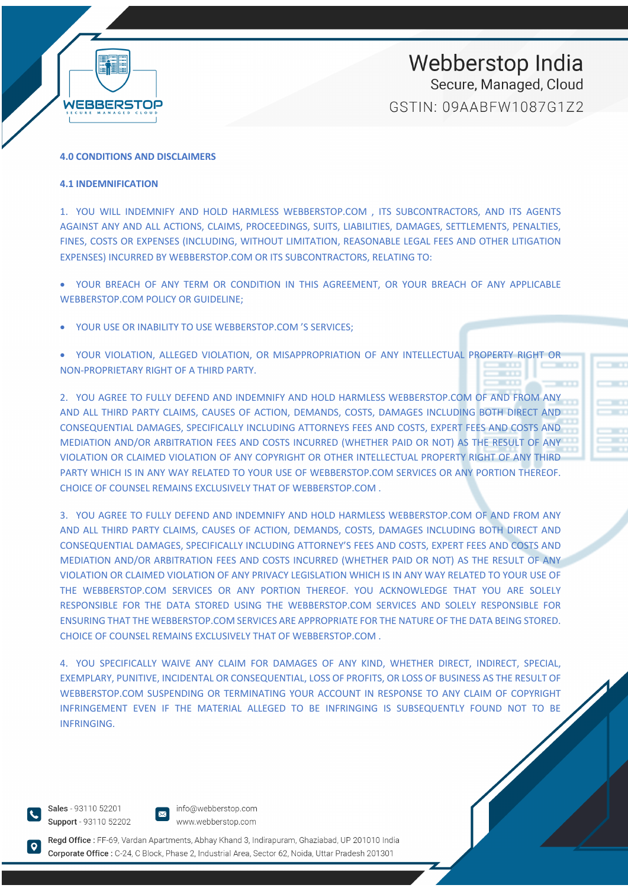## 4.0 CONDITIONS AND DISCLAIMERS

### 4.1 INDEMNIFICATION

1. YOU WILL INDEMNIFY AND HOLD HARMLESS WEBBERSTOP.COM , ITS SUBCONTRACTORS, AND ITS AGENTS AGAINST ANY AND ALL ACTIONS, CLAIMS, PROCEEDINGS, SUITS, LIABILITIES, DAMAGES, SETTLEMENTS, PENALTIES, FINES, COSTS OR EXPENSES (INCLUDING, WITHOUT LIMITATION, REASONABLE LEGAL FEES AND OTHER LITIGATION EXPENSES) INCURRED BY WEBBERSTOP.COM OR ITS SUBCONTRACTORS, RELATING TO:

- YOUR BREACH OF ANY TERM OR CONDITION IN THIS AGREEMENT, OR YOUR BREACH OF ANY APPLICABLE WEBBERSTOP.COM POLICY OR GUIDELINE;
- YOUR USE OR INABILITY TO USE WEBBERSTOP.COM 'S SERVICES;
- YOUR VIOLATION, ALLEGED VIOLATION, OR MISAPPROPRIATION OF ANY INTELLECTUAL PROPERTY RIGHT OR NON-PROPRIETARY RIGHT OF A THIRD PARTY.

2. YOU AGREE TO FULLY DEFEND AND INDEMNIFY AND HOLD HARMLESS WEBBERSTOP.COM OF AND FROM ANY AND ALL THIRD PARTY CLAIMS, CAUSES OF ACTION, DEMANDS, COSTS, DAMAGES INCLUDING BOTH DIRECT AND CONSEQUENTIAL DAMAGES, SPECIFICALLY INCLUDING ATTORNEYS FEES AND COSTS, EXPERT FEES AND COSTS AND MEDIATION AND/OR ARBITRATION FEES AND COSTS INCURRED (WHETHER PAID OR NOT) AS THE RESULT OF ANY VIOLATION OR CLAIMED VIOLATION OF ANY COPYRIGHT OR OTHER INTELLECTUAL PROPERTY RIGHT OF ANY THIRD PARTY WHICH IS IN ANY WAY RELATED TO YOUR USE OF WEBBERSTOP.COM SERVICES OR ANY PORTION THEREOF. CHOICE OF COUNSEL REMAINS EXCLUSIVELY THAT OF WEBBERSTOP.COM .

3. YOU AGREE TO FULLY DEFEND AND INDEMNIFY AND HOLD HARMLESS WEBBERSTOP.COM OF AND FROM ANY AND ALL THIRD PARTY CLAIMS, CAUSES OF ACTION, DEMANDS, COSTS, DAMAGES INCLUDING BOTH DIRECT AND CONSEQUENTIAL DAMAGES, SPECIFICALLY INCLUDING ATTORNEY'S FEES AND COSTS, EXPERT FEES AND COSTS AND MEDIATION AND/OR ARBITRATION FEES AND COSTS INCURRED (WHETHER PAID OR NOT) AS THE RESULT OF ANY VIOLATION OR CLAIMED VIOLATION OF ANY PRIVACY LEGISLATION WHICH IS IN ANY WAY RELATED TO YOUR USE OF THE WEBBERSTOP.COM SERVICES OR ANY PORTION THEREOF. YOU ACKNOWLEDGE THAT YOU ARE SOLELY RESPONSIBLE FOR THE DATA STORED USING THE WEBBERSTOP.COM SERVICES AND SOLELY RESPONSIBLE FOR ENSURING THAT THE WEBBERSTOP.COM SERVICES ARE APPROPRIATE FOR THE NATURE OF THE DATA BEING STORED. CHOICE OF COUNSEL REMAINS EXCLUSIVELY THAT OF WEBBERSTOP.COM .

4. YOU SPECIFICALLY WAIVE ANY CLAIM FOR DAMAGES OF ANY KIND, WHETHER DIRECT, INDIRECT, SPECIAL, EXEMPLARY, PUNITIVE, INCIDENTAL OR CONSEQUENTIAL, LOSS OF PROFITS, OR LOSS OF BUSINESS AS THE RESULT OF WEBBERSTOP.COM SUSPENDING OR TERMINATING YOUR ACCOUNT IN RESPONSE TO ANY CLAIM OF COPYRIGHT INFRINGEMENT EVEN IF THE MATERIAL ALLEGED TO BE INFRINGING IS SUBSEQUENTLY FOUND NOT TO BE INFRINGING.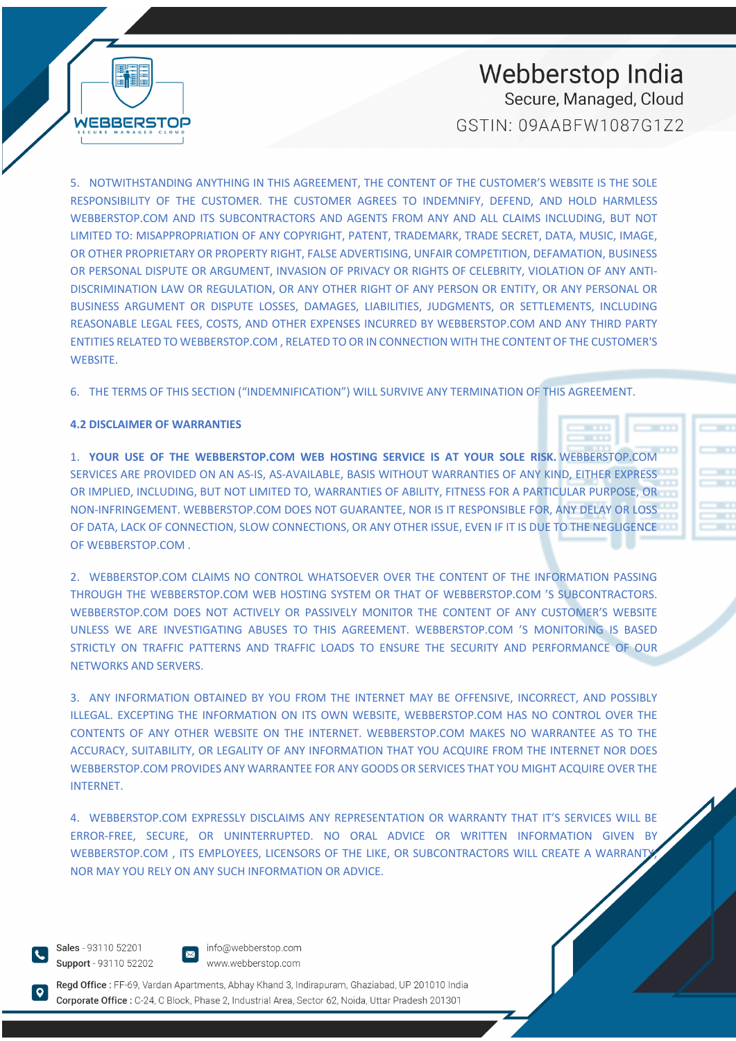5. NOTWITHSTANDING ANYTHING IN THIS AGREEMENT, THE CONTENT OF THE CUSTOMER'S WEBSITE IS THE SOLE RESPONSIBILITY OF THE CUSTOMER. THE CUSTOMER AGREES TO INDEMNIFY, DEFEND, AND HOLD HARMLESS WEBBERSTOP.COM AND ITS SUBCONTRACTORS AND AGENTS FROM ANY AND ALL CLAIMS INCLUDING, BUT NOT LIMITED TO: MISAPPROPRIATION OF ANY COPYRIGHT, PATENT, TRADEMARK, TRADE SECRET, DATA, MUSIC, IMAGE, OR OTHER PROPRIETARY OR PROPERTY RIGHT, FALSE ADVERTISING, UNFAIR COMPETITION, DEFAMATION, BUSINESS OR PERSONAL DISPUTE OR ARGUMENT, INVASION OF PRIVACY OR RIGHTS OF CELEBRITY, VIOLATION OF ANY ANTI-DISCRIMINATION LAW OR REGULATION, OR ANY OTHER RIGHT OF ANY PERSON OR ENTITY, OR ANY PERSONAL OR BUSINESS ARGUMENT OR DISPUTE LOSSES, DAMAGES, LIABILITIES, JUDGMENTS, OR SETTLEMENTS, INCLUDING REASONABLE LEGAL FEES, COSTS, AND OTHER EXPENSES INCURRED BY WEBBERSTOP.COM AND ANY THIRD PARTY ENTITIES RELATED TO WEBBERSTOP.COM , RELATED TO OR IN CONNECTION WITH THE CONTENT OF THE CUSTOMER'S WEBSITE.

6. THE TERMS OF THIS SECTION ("INDEMNIFICATION") WILL SURVIVE ANY TERMINATION OF THIS AGREEMENT.

**4.2 DISCLAIMER OF WARRANTIES**

1. **YOUR USE OF THE WEBBERSTOP.COM WEB HOSTING SERVICE IS AT YOUR SOLE RISK.** WEBBERSTOP.COM SERVICES ARE PROVIDED ON AN AS-IS, AS-AVAILABLE, BASIS WITHOUT WARRANTIES OF ANY KIND, EITHER EXPRESS OR IMPLIED, INCLUDING, BUT NOT LIMITED TO, WARRANTIES OF ABILITY, FITNESS FOR A PARTICULAR PURPOSE, OR NON-INFRINGEMENT. WEBBERSTOP.COM DOES NOT GUARANTEE, NOR IS IT RESPONSIBLE FOR, ANY DELAY OR LOSS OF DATA, LACK OF CONNECTION, SLOW CONNECTIONS, OR ANY OTHER ISSUE, EVEN IF IT IS DUE TO THE NEGLIGENCE OF WEBBERSTOP.COM .

2. WEBBERSTOP.COM CLAIMS NO CONTROL WHATSOEVER OVER THE CONTENT OF THE INFORMATION PASSING THROUGH THE WEBBERSTOP.COM WEB HOSTING SYSTEM OR THAT OF WEBBERSTOP.COM 'S SUBCONTRACTORS. WEBBERSTOP.COM DOES NOT ACTIVELY OR PASSIVELY MONITOR THE CONTENT OF ANY CUSTOMER'S WEBSITE UNLESS WE ARE INVESTIGATING ABUSES TO THIS AGREEMENT. WEBBERSTOP.COM 'S MONITORING IS BASED STRICTLY ON TRAFFIC PATTERNS AND TRAFFIC LOADS TO ENSURE THE SECURITY AND PERFORMANCE OF OUR NETWORKS AND SERVERS.

3. ANY INFORMATION OBTAINED BY YOU FROM THE INTERNET MAY BE OFFENSIVE, INCORRECT, AND POSSIBLY ILLEGAL. EXCEPTING THE INFORMATION ON ITS OWN WEBSITE, WEBBERSTOP.COM HAS NO CONTROL OVER THE CONTENTS OF ANY OTHER WEBSITE ON THE INTERNET. WEBBERSTOP.COM MAKES NO WARRANTEE AS TO THE ACCURACY, SUITABILITY, OR LEGALITY OF ANY INFORMATION THAT YOU ACQUIRE FROM THE INTERNET NOR DOES WEBBERSTOP.COM PROVIDES ANY WARRANTEE FOR ANY GOODS OR SERVICES THAT YOU MIGHT ACQUIRE OVER THE INTERNET.

4. WEBBERSTOP.COM EXPRESSLY DISCLAIMS ANY REPRESENTATION OR WARRANTY THAT IT'S SERVICES WILL BE ERROR-FREE, SECURE, OR UNINTERRUPTED. NO ORAL ADVICE OR WRITTEN INFORMATION GIVEN BY WEBBERSTOP.COM , ITS EMPLOYEES, LICENSORS OF THE LIKE, OR SUBCONTRACTORS WILL CREATE A WARRANTY, NOR MAY YOU RELY ON ANY SUCH INFORMATION OR ADVICE.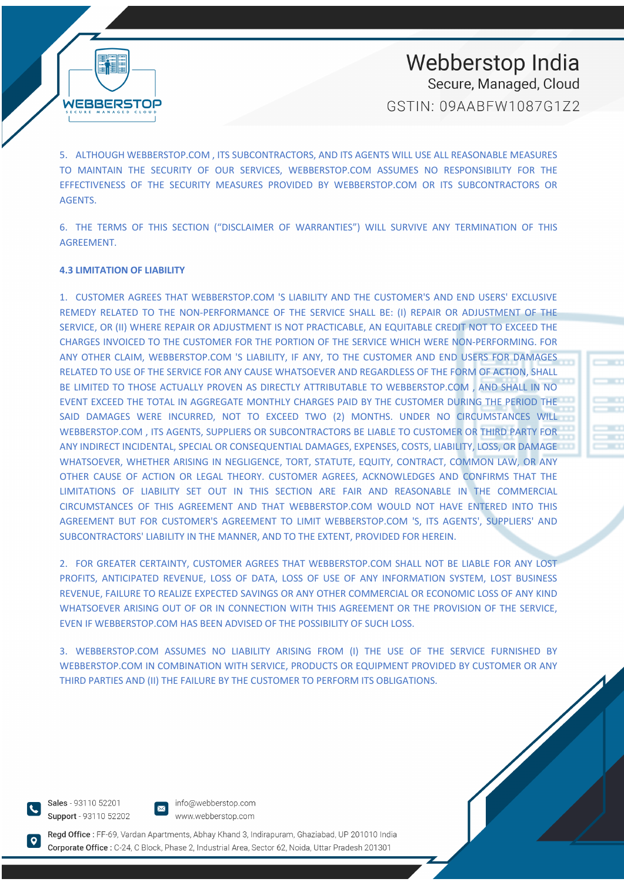5. ALTHOUGH WEBBERSTOP.COM , ITS SUBCONTRACTORS, AND ITS AGENTS WILL USE ALL REASONABLE MEASURES TO MAINTAIN THE SECURITY OF OUR SERVICES, WEBBERSTOP.COM ASSUMES NO RESPONSIBILITY FOR THE EFFECTIVENESS OF THE SECURITY MEASURES PROVIDED BY WEBBERSTOP.COM OR ITS SUBCONTRACTORS OR AGENTS.

6. THE TERMS OF THIS SECTION ("DISCLAIMER OF WARRANTIES") WILL SURVIVE ANY TERMINATION OF THIS AGREEMENT.

**4.3 LIMITATION OF LIABILITY**

1. CUSTOMER AGREES THAT WEBBERSTOP.COM 'S LIABILITY AND THE CUSTOMER'S AND END USERS' EXCLUSIVE REMEDY RELATED TO THE NON-PERFORMANCE OF THE SERVICE SHALL BE: (I) REPAIR OR ADJUSTMENT OF THE SERVICE, OR (II) WHERE REPAIR OR ADJUSTMENT IS NOT PRACTICABLE, AN EQUITABLE CREDIT NOT TO EXCEED THE CHARGES INVOICED TO THE CUSTOMER FOR THE PORTION OF THE SERVICE WHICH WERE NON-PERFORMING. FOR ANY OTHER CLAIM, WEBBERSTOP.COM 'S LIABILITY, IF ANY, TO THE CUSTOMER AND END USERS FOR DAMAGES RELATED TO USE OF THE SERVICE FOR ANY CAUSE WHATSOEVER AND REGARDLESS OF THE FORM OF ACTION, SHALL BE LIMITED TO THOSE ACTUALLY PROVEN AS DIRECTLY ATTRIBUTABLE TO WEBBERSTOP.COM , AND SHALL IN NO EVENT EXCEED THE TOTAL IN AGGREGATE MONTHLY CHARGES PAID BY THE CUSTOMER DURING THE PERIOD THE SAID DAMAGES WERE INCURRED, NOT TO EXCEED TWO (2) MONTHS. UNDER NO CIRCUMSTANCES WILL WEBBERSTOP.COM , ITS AGENTS, SUPPLIERS OR SUBCONTRACTORS BE LIABLE TO CUSTOMER OR THIRD PARTY FOR ANY INDIRECT INCIDENTAL, SPECIAL OR CONSEQUENTIAL DAMAGES, EXPENSES, COSTS, LIABILITY, LOSS, OR DAMAGE WHATSOEVER, WHETHER ARISING IN NEGLIGENCE, TORT, STATUTE, EQUITY, CONTRACT, COMMON LAW, OR ANY OTHER CAUSE OF ACTION OR LEGAL THEORY. CUSTOMER AGREES, ACKNOWLEDGES AND CONFIRMS THAT THE LIMITATIONS OF LIABILITY SET OUT IN THIS SECTION ARE FAIR AND REASONABLE IN THE COMMERCIAL CIRCUMSTANCES OF THIS AGREEMENT AND THAT WEBBERSTOP.COM WOULD NOT HAVE ENTERED INTO THIS AGREEMENT BUT FOR CUSTOMER'S AGREEMENT TO LIMIT WEBBERSTOP.COM 'S, ITS AGENTS', SUPPLIERS' AND SUBCONTRACTORS' LIABILITY IN THE MANNER, AND TO THE EXTENT, PROVIDED FOR HEREIN.

2. FOR GREATER CERTAINTY, CUSTOMER AGREES THAT WEBBERSTOP.COM SHALL NOT BE LIABLE FOR ANY LOST PROFITS, ANTICIPATED REVENUE, LOSS OF DATA, LOSS OF USE OF ANY INFORMATION SYSTEM, LOST BUSINESS REVENUE, FAILURE TO REALIZE EXPECTED SAVINGS OR ANY OTHER COMMERCIAL OR ECONOMIC LOSS OF ANY KIND WHATSOEVER ARISING OUT OF OR IN CONNECTION WITH THIS AGREEMENT OR THE PROVISION OF THE SERVICE, EVEN IF WEBBERSTOP.COM HAS BEEN ADVISED OF THE POSSIBILITY OF SUCH LOSS.

3. WEBBERSTOP.COM ASSUMES NO LIABILITY ARISING FROM (I) THE USE OF THE SERVICE FURNISHED BY WEBBERSTOP.COM IN COMBINATION WITH SERVICE, PRODUCTS OR EQUIPMENT PROVIDED BY CUSTOMER OR ANY THIRD PARTIES AND (II) THE FAILURE BY THE CUSTOMER TO PERFORM ITS OBLIGATIONS.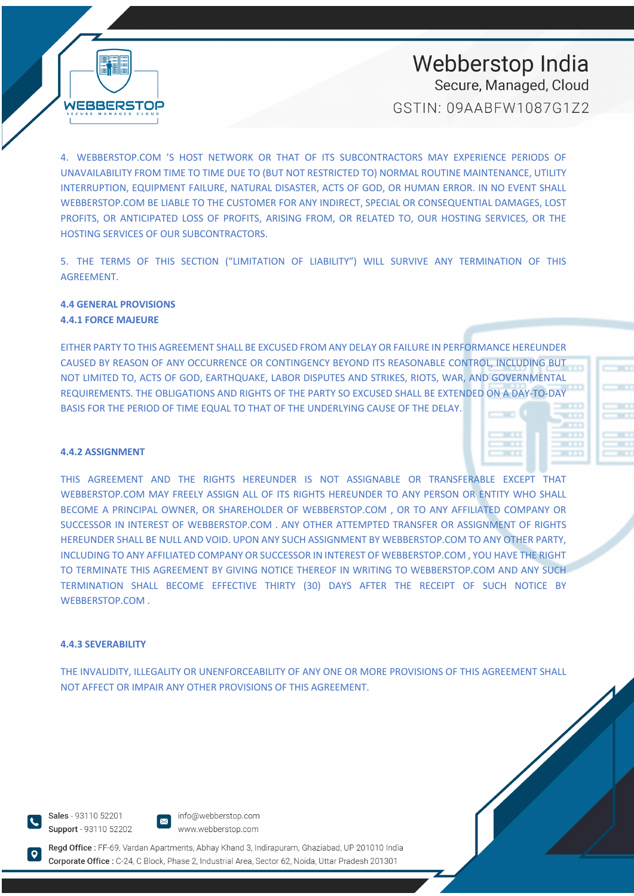4. WEBBERSTOP.COM 'S HOST NETWORK OR THAT OF ITS SUBCONTRACTORS MAY EXPERIENCE PERIODS OF UNAVAILABILITY FROM TIME TO TIME DUE TO (BUT NOT RESTRICTED TO) NORMAL ROUTINE MAINTENANCE, UTILITY INTERRUPTION, EQUIPMENT FAILURE, NATURAL DISASTER, ACTS OF GOD, OR HUMAN ERROR. IN NO EVENT SHALL WEBBERSTOP.COM BE LIABLE TO THE CUSTOMER FOR ANY INDIRECT, SPECIAL OR CONSEQUENTIAL DAMAGES, LOST PROFITS, OR ANTICIPATED LOSS OF PROFITS, ARISING FROM, OR RELATED TO, OUR HOSTING SERVICES, OR THE HOSTING SERVICES OF OUR SUBCONTRACTORS.

5. THE TERMS OF THIS SECTION ("LIMITATION OF LIABILITY") WILL SURVIVE ANY TERMINATION OF THIS AGREEMENT.

### 4.4 GENERAL PROVISIONS

#### 4.4.1 FORCE MAJEURE

EITHER PARTY TO THIS AGREEMENT SHALL BE EXCUSED FROM ANY DELAY OR FAILURE IN PERFORMANCE HEREUNDER CAUSED BY REASON OF ANY OCCURRENCE OR CONTINGENCY BEYOND ITS REASONABLE CONTROL, INCLUDING BUT NOT LIMITED TO, ACTS OF GOD, EARTHQUAKE, LABOR DISPUTES AND STRIKES, RIOTS, WAR, AND GOVERNMENTAL REQUIREMENTS. THE OBLIGATIONS AND RIGHTS OF THE PARTY SO EXCUSED SHALL BE EXTENDED ON A DAY-TO-DAY BASIS FOR THE PERIOD OF TIME EQUAL TO THAT OF THE UNDERLYING CAUSE OF THE DELAY.

#### 4.4.2 ASSIGNMENT

THIS AGREEMENT AND THE RIGHTS HEREUNDER IS NOT ASSIGNABLE OR TRANSFERABLE EXCEPT THAT WEBBERSTOP.COM MAY FREELY ASSIGN ALL OF ITS RIGHTS HEREUNDER TO ANY PERSON OR ENTITY WHO SHALL BECOME A PRINCIPAL OWNER, OR SHAREHOLDER OF WEBBERSTOP.COM , OR TO ANY AFFILIATED COMPANY OR SUCCESSOR IN INTEREST OF WEBBERSTOP.COM . ANY OTHER ATTEMPTED TRANSFER OR ASSIGNMENT OF RIGHTS HEREUNDER SHALL BE NULL AND VOID. UPON ANY SUCH ASSIGNMENT BY WEBBERSTOP.COM TO ANY OTHER PARTY, INCLUDING TO ANY AFFILIATED COMPANY OR SUCCESSOR IN INTEREST OF WEBBERSTOP.COM , YOU HAVE THE RIGHT TO TERMINATE THIS AGREEMENT BY GIVING NOTICE THEREOF IN WRITING TO WEBBERSTOP.COM AND ANY SUCH TERMINATION SHALL BECOME EFFECTIVE THIRTY (30) DAYS AFTER THE RECEIPT OF SUCH NOTICE BY WEBBERSTOP.COM .

#### 4.4.3 SEVERABILITY

THE INVALIDITY, ILLEGALITY OR UNENFORCEABILITY OF ANY ONE OR MORE PROVISIONS OF THIS AGREEMENT SHALL NOT AFFECT OR IMPAIR ANY OTHER PROVISIONS OF THIS AGREEMENT.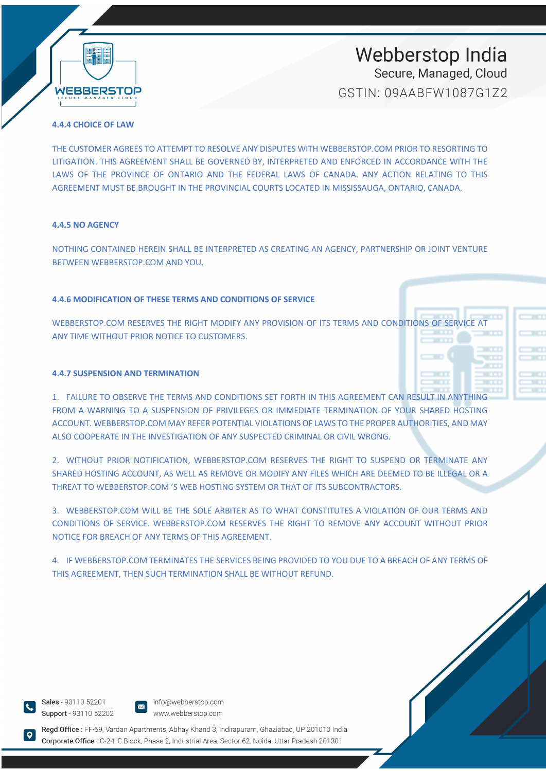#### 4.4.4 CHOICE OF LAW

THE CUSTOMER AGREES TO ATTEMPT TO RESOLVE ANY DISPUTES WITH WEBBERSTOP.COM PRIOR TO RESORTING TO LITIGATION. THIS AGREEMENT SHALL BE GOVERNED BY, INTERPRETED AND ENFORCED IN ACCORDANCE WITH THE LAWS OF THE PROVINCE OF ONTARIO AND THE FEDERAL LAWS OF CANADA. ANY ACTION RELATING TO THIS AGREEMENT MUST BE BROUGHT IN THE PROVINCIAL COURTS LOCATED IN MISSISSAUGA, ONTARIO, CANADA.

#### 4.4.5 NO AGENCY

NOTHING CONTAINED HEREIN SHALL BE INTERPRETED AS CREATING AN AGENCY, PARTNERSHIP OR JOINT VENTURE BETWEEN WEBBERSTOP.COM AND YOU.

#### 4.4.6 MODIFICATION OF THESE TERMS AND CONDITIONS OF SERVICE

WEBBERSTOP.COM RESERVES THE RIGHT MODIFY ANY PROVISION OF ITS TERMS AND CONDITIONS OF SERVICE AT ANY TIME WITHOUT PRIOR NOTICE TO CUSTOMERS.

#### 4.4.7 SUSPENSION AND TERMINATION

1. FAILURE TO OBSERVE THE TERMS AND CONDITIONS SET FORTH IN THIS AGREEMENT CAN RESULT IN ANYTHING FROM A WARNING TO A SUSPENSION OF PRIVILEGES OR IMMEDIATE TERMINATION OF YOUR SHARED HOSTING ACCOUNT. WEBBERSTOP.COM MAY REFER POTENTIAL VIOLATIONS OF LAWS TO THE PROPER AUTHORITIES, AND MAY ALSO COOPERATE IN THE INVESTIGATION OF ANY SUSPECTED CRIMINAL OR CIVIL WRONG.

2. WITHOUT PRIOR NOTIFICATION, WEBBERSTOP.COM RESERVES THE RIGHT TO SUSPEND OR TERMINATE ANY SHARED HOSTING ACCOUNT, AS WELL AS REMOVE OR MODIFY ANY FILES WHICH ARE DEEMED TO BE ILLEGAL OR A THREAT TO WEBBERSTOP.COM 'S WEB HOSTING SYSTEM OR THAT OF ITS SUBCONTRACTORS.

3. WEBBERSTOP.COM WILL BE THE SOLE ARBITER AS TO WHAT CONSTITUTES A VIOLATION OF OUR TERMS AND CONDITIONS OF SERVICE. WEBBERSTOP.COM RESERVES THE RIGHT TO REMOVE ANY ACCOUNT WITHOUT PRIOR NOTICE FOR BREACH OF ANY TERMS OF THIS AGREEMENT.

4. IF WEBBERSTOP.COM TERMINATES THE SERVICES BEING PROVIDED TO YOU DUE TO A BREACH OF ANY TERMS OF THIS AGREEMENT, THEN SUCH TERMINATION SHALL BE WITHOUT REFUND.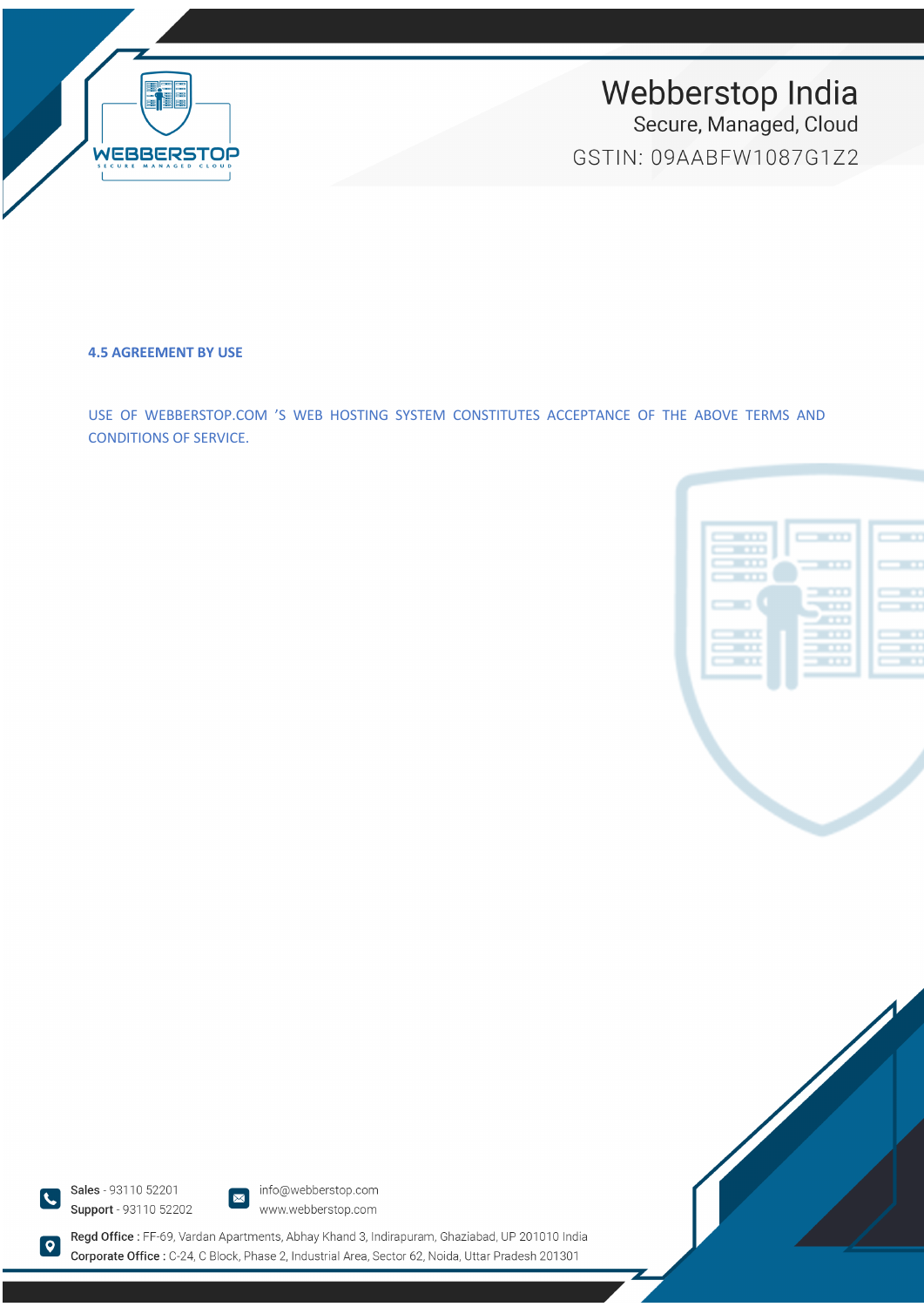### 4.5 AGREEMENT BY USE

USE OF WEBBERSTOP.COM 'S WEB HOSTING SYSTEM CONSTITUTES ACCEPTANCE OF THE ABOVE TERMS AND CONDITIONS OF SERVICE.